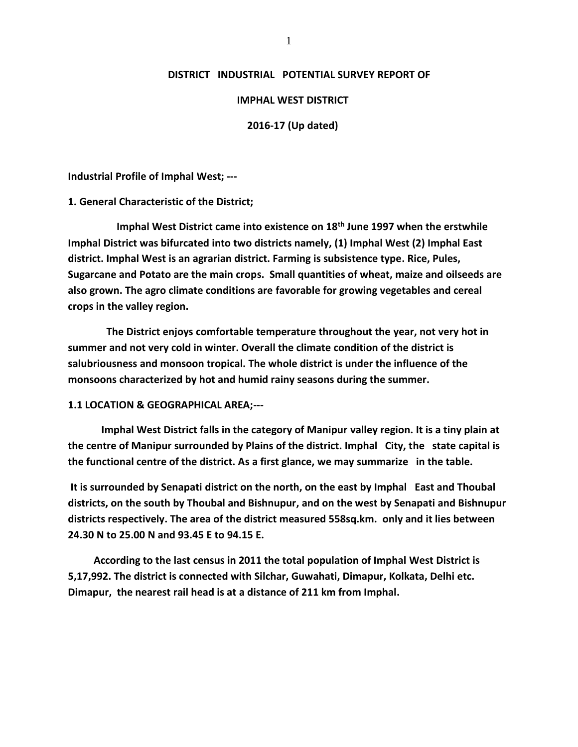# DISTRICT INDUSTRIAL POTENTIAL SURVEY REPORT OF

# IMPHAL WEST DISTRICT

# 2016-17 (Up dated)

**Industrial Profile of Imphal West; ---**

## 1. General Characteristic of the District;

**Imphal West District came into existence on 18th June 1997 when the erstwhile Imphal District was bifurcated into two districts namely, (1) Imphal West (2) Imphal East district. Imphal West is an agrarian district. Farming is subsistence type. Rice, Pules, Sugarcane and Potato are the main crops. Small quantities of wheat, maize and oilseeds are also grown. The agro climate conditions are favorable for growing vegetables and cereal crops in the valley region.**

**The District enjoys comfortable temperature throughout the year, not very hot in summer and not very cold in winter. Overall the climate condition of the district is salubriousness and monsoon tropical. The whole district is under the influence of the monsoons characterized by hot and humid rainy seasons during the summer.**

### 1.1 LOCATION & GEOGRAPHICAL AREA;---

**Imphal West District falls in the category of Manipur valley region. It is a tiny plain at the centre of Manipur surrounded by Plains of the district. Imphal City, the state capital is the functional centre of the district. As a first glance, we may summarize in the table.**

**It is surrounded by Senapati district on the north, on the east by Imphal East and Thoubal districts, on the south by Thoubal and Bishnupur, and on the west by Senapati and Bishnupur districts respectively. The area of the district measured 558sq.km. only and it lies between 24.30 N to 25.00 N and 93.45 E to 94.15 E.**

**According to the last census in 2011 the total population of Imphal West District is 5,17,992. The district is connected with Silchar, Guwahati, Dimapur, Kolkata, Delhi etc. Dimapur, the nearest rail head is at a distance of 211 km from Imphal.**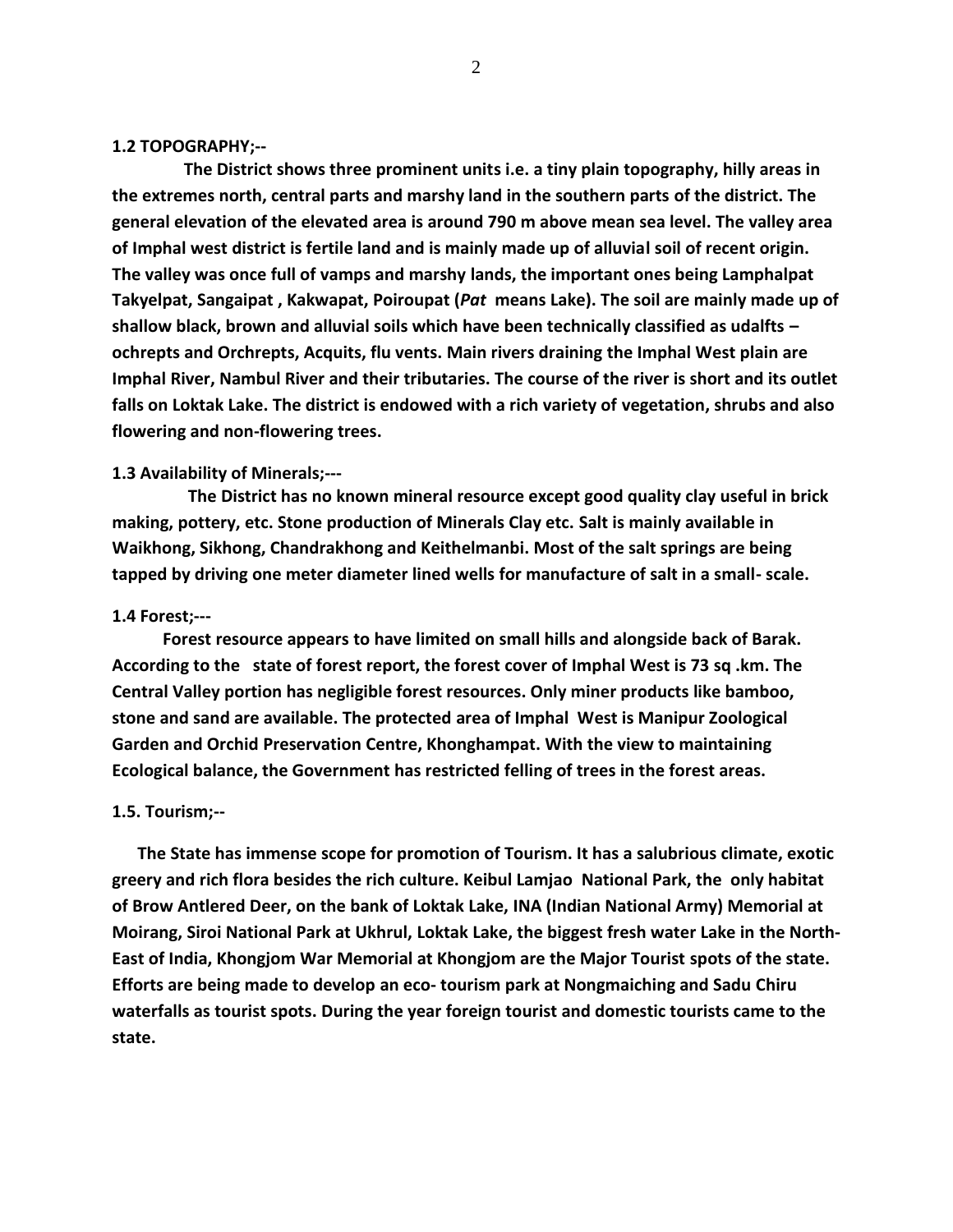**1.2 TOPOGRAPHY;--**

**The District shows three prominent units i.e. a tiny plain topography, hilly areas in the extremes north, central parts and marshy land in the southern parts of the district. The general elevation of the elevated area is around 790 m above mean sea level. The valley area of Imphal west district is fertile land and is mainly made up of alluvial soil of recent origin. The valley was once full of vamps and marshy lands, the important ones being Lamphalpat Takyelpat, Sangaipat , Kakwapat, Poiroupat (*Pat* means Lake). The soil are mainly made up of shallow black, brown and alluvial soils which have been technically classified as udalfts – ochrepts and Orchrepts, Acquits, flu vents. Main rivers draining the Imphal West plain are Imphal River, Nambul River and their tributaries. The course of the river is short and its outlet falls on Loktak Lake. The district is endowed with a rich variety of vegetation, shrubs and also flowering and non-flowering trees.**

**1.3 Availability of Minerals;---**

**The District has no known mineral resource except good quality clay useful in brick making, pottery, etc. Stone production of Minerals Clay etc. Salt is mainly available in Waikhong, Sikhong, Chandrakhong and Keithelmanbi. Most of the salt springs are being tapped by driving one meter diameter lined wells for manufacture of salt in a small- scale.**

**1.4 Forest;---**

**Forest resource appears to have limited on small hills and alongside back of Barak. According to the state of forest report, the forest cover of Imphal West is 73 sq .km. The Central Valley portion has negligible forest resources. Only miner products like bamboo, stone and sand are available. The protected area of Imphal West is Manipur Zoological Garden and Orchid Preservation Centre, Khonghampat. With the view to maintaining Ecological balance, the Government has restricted felling of trees in the forest areas.**

**1.5. Tourism;--**

**The State has immense scope for promotion of Tourism. It has a salubrious climate, exotic greery and rich flora besides the rich culture. Keibul Lamjao National Park, the only habitat of Brow Antlered Deer, on the bank of Loktak Lake, INA (Indian National Army) Memorial at Moirang, Siroi National Park at Ukhrul, Loktak Lake, the biggest fresh water Lake in the North-East of India, Khongjom War Memorial at Khongjom are the Major Tourist spots of the state. Efforts are being made to develop an eco- tourism park at Nongmaiching and Sadu Chiru waterfalls as tourist spots. During the year foreign tourist and domestic tourists came to the state.**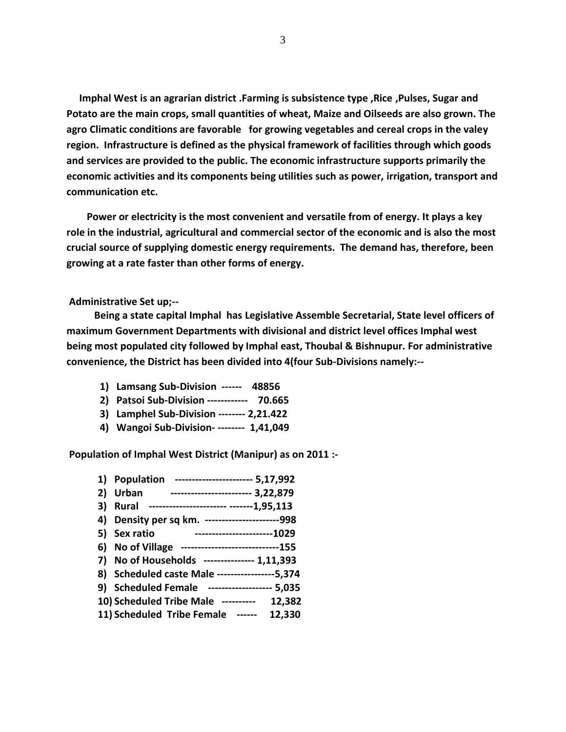**Imphal West is an agrarian district .Farming is subsistence type ,Rice ,Pulses, Sugar and Potato are the main crops, small quantities of wheat, Maize and Oilseeds are also grown. The agro Climatic conditions are favorable for growing vegetables and cereal crops in the valey region. Infrastructure is defined as the physical framework of facilities through which goods and services are provided to the public. The economic infrastructure supports primarily the economic activities and its components being utilities such as power, irrigation, transport and communication etc.**

**Power or electricity is the most convenient and versatile from of energy. It plays a key role in the industrial, agricultural and commercial sector of the economic and is also the most crucial source of supplying domestic energy requirements. The demand has, therefore, been growing at a rate faster than other forms of energy.**

**Administrative Set up;--**

**Being a state capital Imphal has Legislative Assemble Secretarial, State level officers of maximum Government Departments with divisional and district level offices Imphal west being most populated city followed by Imphal east, Thoubal & Bishnupur. For administrative convenience, the District has been divided into 4(four Sub-Divisions namely:--**

1) **Lamsang Sub-Division ------ 48856**
2) **Patsoi Sub-Division ------------ 70.665**
3) **Lamphel Sub-Division -------- 2,21.422**
4) **Wangoi Sub-Division- -------- 1,41,049**

**Population of Imphal West District (Manipur) as on 2011 :-**

1) **Population ----------------------- 5,17,992**
2) **Urban ------------------------ 3,22,879**
3) **Rural ---------------------- -------1,95,113**
4) **Density per sq km. ---------------------998**
5) **Sex ratio ----------------------1029**
6) **No of Village ----------------------------155**
7) **No of Households --------------- 1,11,393**
8) **Scheduled caste Male -----------------5,374**
9) **Scheduled Female ------------------- 5,035**
10) **Scheduled Tribe Male ---------- 12,382**
11) **Scheduled Tribe Female ------ 12,330**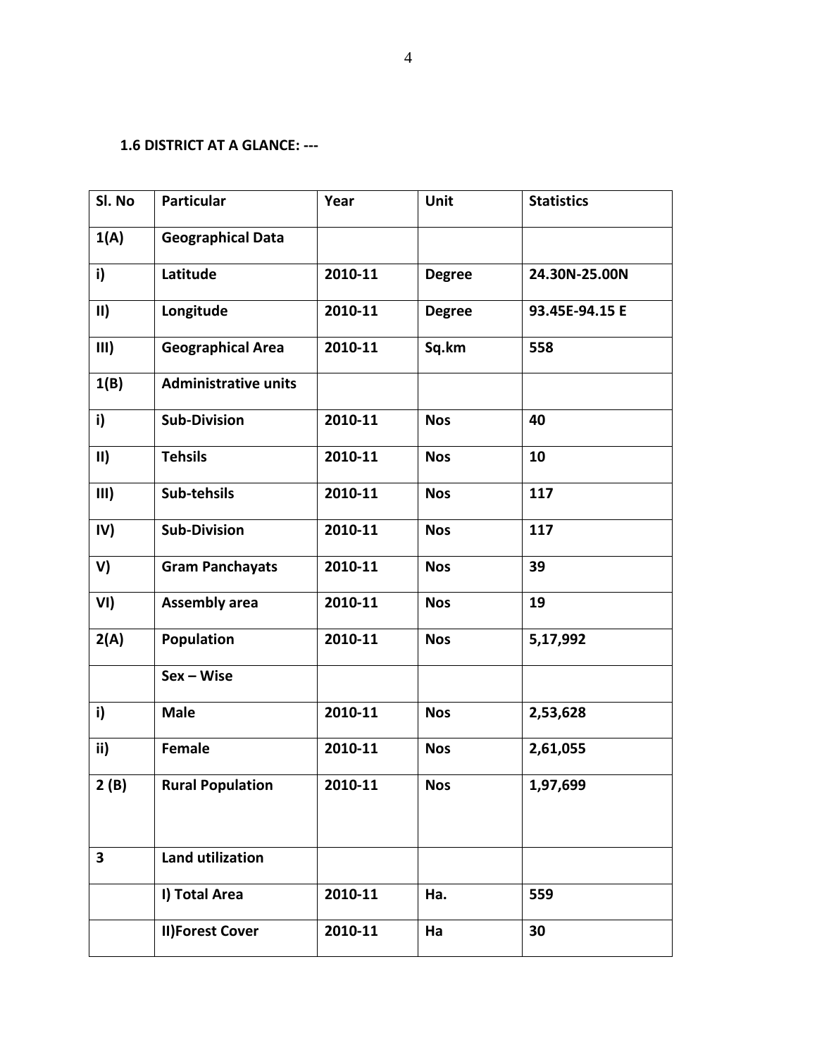**1.6 DISTRICT AT A GLANCE: ---**

| Sl. No | Particular | Year | Unit | Statistics |
|---|---|---|---|---|
| **1(A)** | **Geographical Data** | | | |
| **i)** | **Latitude** | **2010-11** | **Degree** | **24.30N-25.00N** |
| **II)** | **Longitude** | **2010-11** | **Degree** | **93.45E-94.15 E** |
| **III)** | **Geographical Area** | **2010-11** | **Sq.km** | **558** |
| **1(B)** | **Administrative units** | | | |
| **i)** | **Sub-Division** | **2010-11** | **Nos** | **40** |
| **II)** | **Tehsils** | **2010-11** | **Nos** | **10** |
| **III)** | **Sub-tehsils** | **2010-11** | **Nos** | **117** |
| **IV)** | **Sub-Division** | **2010-11** | **Nos** | **117** |
| **V)** | **Gram Panchayats** | **2010-11** | **Nos** | **39** |
| **VI)** | **Assembly area** | **2010-11** | **Nos** | **19** |
| **2(A)** | **Population** | **2010-11** | **Nos** | **5,17,992** |
| | **Sex – Wise** | | | |
| **i)** | **Male** | **2010-11** | **Nos** | **2,53,628** |
| **ii)** | **Female** | **2010-11** | **Nos** | **2,61,055** |
| **2 (B)** | **Rural Population** | **2010-11** | **Nos** | **1,97,699** |
| **3** | **Land utilization** | | | |
| | **I) Total Area** | **2010-11** | **Ha.** | **559** |
| | **II)Forest Cover** | **2010-11** | **Ha** | **30** |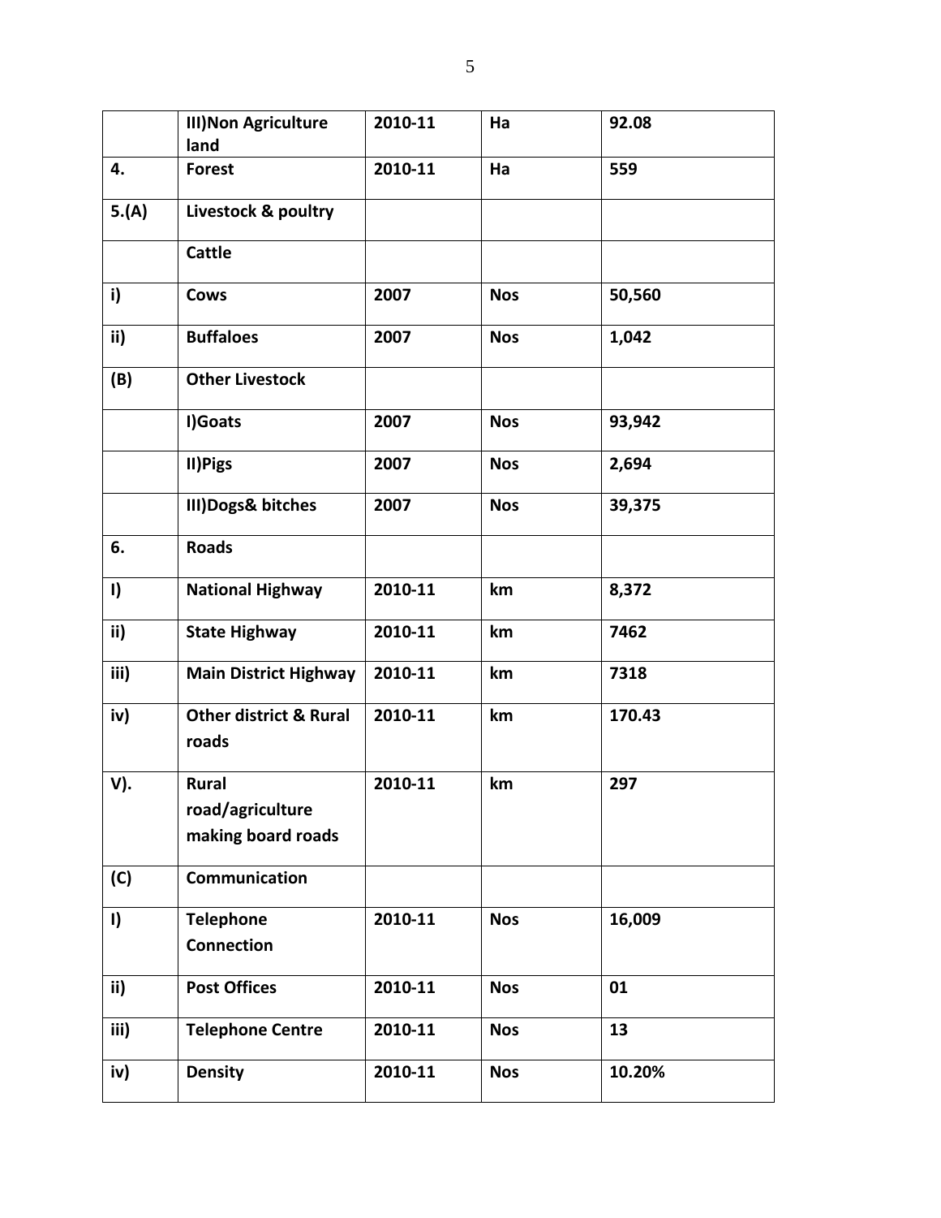|  | **III)Non Agriculture land** | **2010-11** | **Ha** | **92.08** |
|---|---|---|---|---|
| **4.** | **Forest** | **2010-11** | **Ha** | **559** |
| **5.(A)** | **Livestock & poultry** |  |  |  |
|  | **Cattle** |  |  |  |
| **i)** | **Cows** | **2007** | **Nos** | **50,560** |
| **ii)** | **Buffaloes** | **2007** | **Nos** | **1,042** |
| **(B)** | **Other Livestock** |  |  |  |
|  | **I)Goats** | **2007** | **Nos** | **93,942** |
|  | **II)Pigs** | **2007** | **Nos** | **2,694** |
|  | **III)Dogs& bitches** | **2007** | **Nos** | **39,375** |
| **6.** | **Roads** |  |  |  |
| **I)** | **National Highway** | **2010-11** | **km** | **8,372** |
| **ii)** | **State Highway** | **2010-11** | **km** | **7462** |
| **iii)** | **Main District Highway** | **2010-11** | **km** | **7318** |
| **iv)** | **Other district & Rural roads** | **2010-11** | **km** | **170.43** |
| **V).** | **Rural road/agriculture making board roads** | **2010-11** | **km** | **297** |
| **(C)** | **Communication** |  |  |  |
| **I)** | **Telephone Connection** | **2010-11** | **Nos** | **16,009** |
| **ii)** | **Post Offices** | **2010-11** | **Nos** | **01** |
| **iii)** | **Telephone Centre** | **2010-11** | **Nos** | **13** |
| **iv)** | **Density** | **2010-11** | **Nos** | **10.20%** |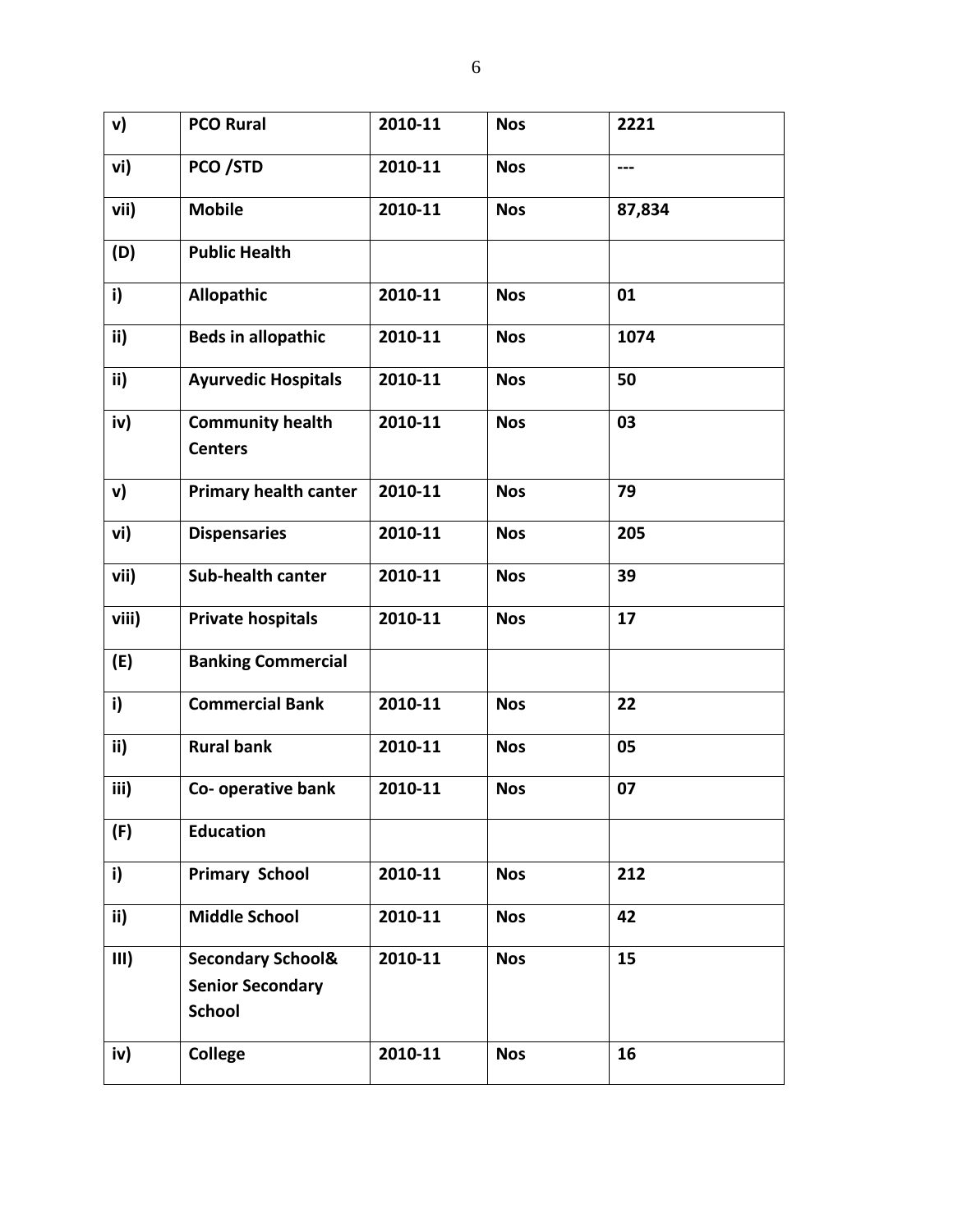| v) | PCO Rural | 2010-11 | Nos | 2221 |
|---|---|---|---|---|
| vi) | PCO /STD | 2010-11 | Nos | --- |
| vii) | Mobile | 2010-11 | Nos | 87,834 |
| (D) | Public Health | | | |
| i) | Allopathic | 2010-11 | Nos | 01 |
| ii) | Beds in allopathic | 2010-11 | Nos | 1074 |
| ii) | Ayurvedic Hospitals | 2010-11 | Nos | 50 |
| iv) | Community health Centers | 2010-11 | Nos | 03 |
| v) | Primary health canter | 2010-11 | Nos | 79 |
| vi) | Dispensaries | 2010-11 | Nos | 205 |
| vii) | Sub-health canter | 2010-11 | Nos | 39 |
| viii) | Private hospitals | 2010-11 | Nos | 17 |
| (E) | Banking Commercial | | | |
| i) | Commercial Bank | 2010-11 | Nos | 22 |
| ii) | Rural bank | 2010-11 | Nos | 05 |
| iii) | Co- operative bank | 2010-11 | Nos | 07 |
| (F) | Education | | | |
| i) | Primary School | 2010-11 | Nos | 212 |
| ii) | Middle School | 2010-11 | Nos | 42 |
| III) | Secondary School& Senior Secondary School | 2010-11 | Nos | 15 |
| iv) | College | 2010-11 | Nos | 16 |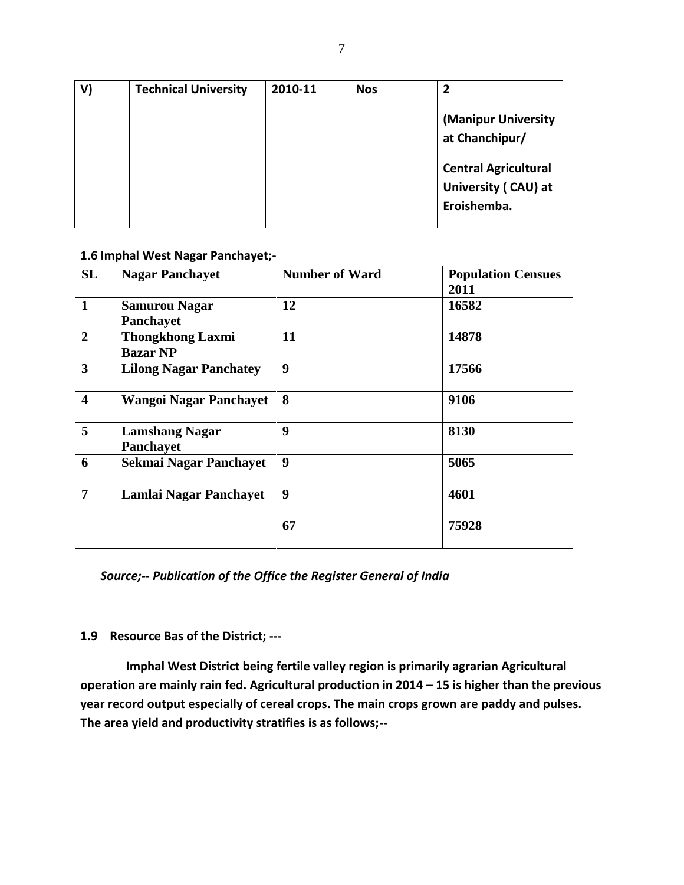| V) | Technical University | 2010-11 | Nos | 2<br><br>(Manipur University at Chanchipur/<br><br>Central Agricultural University ( CAU) at Eroishemba. |
|---|---|---|---|---|

**1.6 Imphal West Nagar Panchayet;-**

| SL | Nagar Panchayet | Number of Ward | Population Censues 2011 |
|---|---|---|---|
| 1 | Samurou Nagar Panchayet | 12 | 16582 |
| 2 | Thongkhong Laxmi Bazar NP | 11 | 14878 |
| 3 | Lilong Nagar Panchatey | 9 | 17566 |
| 4 | Wangoi Nagar Panchayet | 8 | 9106 |
| 5 | Lamshang Nagar Panchayet | 9 | 8130 |
| 6 | Sekmai Nagar Panchayet | 9 | 5065 |
| 7 | Lamlai Nagar Panchayet | 9 | 4601 |
| | | 67 | 75928 |

*Source;-- Publication of the Office the Register General of India*

**1.9 Resource Bas of the District; ---**

**Imphal West District being fertile valley region is primarily agrarian Agricultural operation are mainly rain fed. Agricultural production in 2014 – 15 is higher than the previous year record output especially of cereal crops. The main crops grown are paddy and pulses. The area yield and productivity stratifies is as follows;--**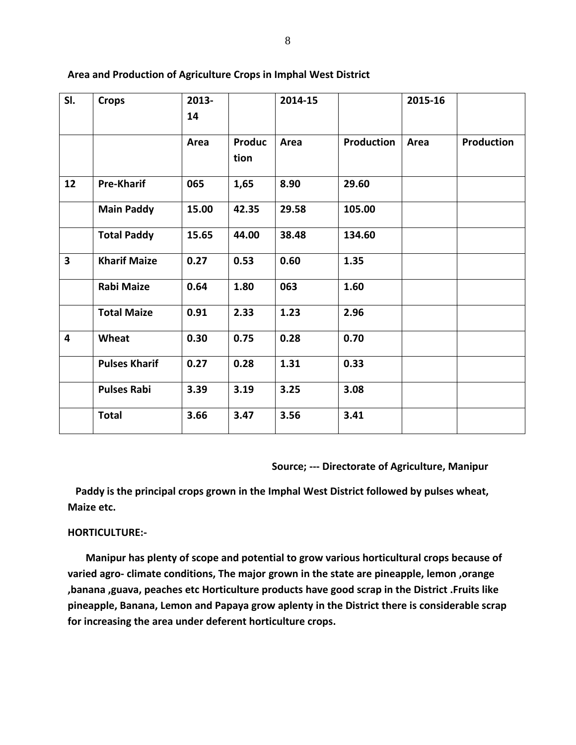**Area and Production of Agriculture Crops in Imphal West District**

| Sl. | Crops | 2013-14 | | 2014-15 | | 2015-16 | |
|---|---|---|---|---|---|---|---|
| | | Area | Production | Area | Production | Area | Production |
| 12 | Pre-Kharif | 065 | 1,65 | 8.90 | 29.60 | | |
| | Main Paddy | 15.00 | 42.35 | 29.58 | 105.00 | | |
| | Total Paddy | 15.65 | 44.00 | 38.48 | 134.60 | | |
| 3 | Kharif Maize | 0.27 | 0.53 | 0.60 | 1.35 | | |
| | Rabi Maize | 0.64 | 1.80 | 063 | 1.60 | | |
| | Total Maize | 0.91 | 2.33 | 1.23 | 2.96 | | |
| 4 | Wheat | 0.30 | 0.75 | 0.28 | 0.70 | | |
| | Pulses Kharif | 0.27 | 0.28 | 1.31 | 0.33 | | |
| | Pulses Rabi | 3.39 | 3.19 | 3.25 | 3.08 | | |
| | Total | 3.66 | 3.47 | 3.56 | 3.41 | | |

**Source; --- Directorate of Agriculture, Manipur**

**Paddy is the principal crops grown in the Imphal West District followed by pulses wheat, Maize etc.**

**HORTICULTURE:-**

**Manipur has plenty of scope and potential to grow various horticultural crops because of varied agro- climate conditions, The major grown in the state are pineapple, lemon ,orange ,banana ,guava, peaches etc Horticulture products have good scrap in the District .Fruits like pineapple, Banana, Lemon and Papaya grow aplenty in the District there is considerable scrap for increasing the area under deferent horticulture crops.**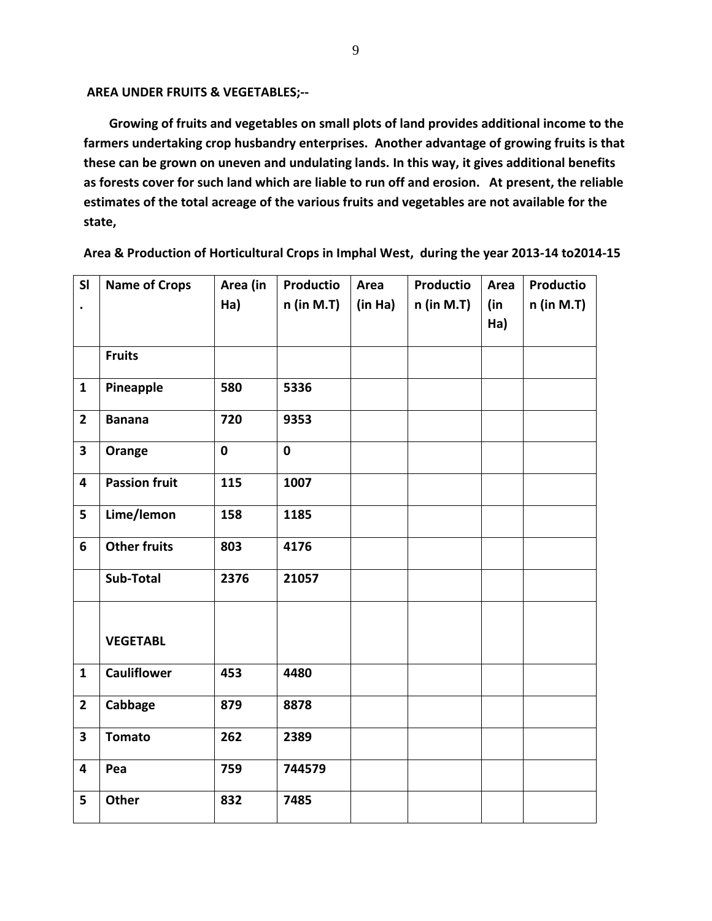**AREA UNDER FRUITS & VEGETABLES;--**

**Growing of fruits and vegetables on small plots of land provides additional income to the farmers undertaking crop husbandry enterprises. Another advantage of growing fruits is that these can be grown on uneven and undulating lands. In this way, it gives additional benefits as forests cover for such land which are liable to run off and erosion. At present, the reliable estimates of the total acreage of the various fruits and vegetables are not available for the state,**

**Area & Production of Horticultural Crops in Imphal West, during the year 2013-14 to2014-15**

| Sl. | Name of Crops | Area (in Ha) | Production (in M.T) | Area (in Ha) | Production (in M.T) | Area (in Ha) | Production (in M.T) |
|---|---|---|---|---|---|---|---|
| | **Fruits** | | | | | | |
| 1 | Pineapple | 580 | 5336 | | | | |
| 2 | Banana | 720 | 9353 | | | | |
| 3 | Orange | 0 | 0 | | | | |
| 4 | Passion fruit | 115 | 1007 | | | | |
| 5 | Lime/lemon | 158 | 1185 | | | | |
| 6 | Other fruits | 803 | 4176 | | | | |
| | Sub-Total | 2376 | 21057 | | | | |
| | **VEGETABL** | | | | | | |
| 1 | Cauliflower | 453 | 4480 | | | | |
| 2 | Cabbage | 879 | 8878 | | | | |
| 3 | Tomato | 262 | 2389 | | | | |
| 4 | Pea | 759 | 744579 | | | | |
| 5 | Other | 832 | 7485 | | | | |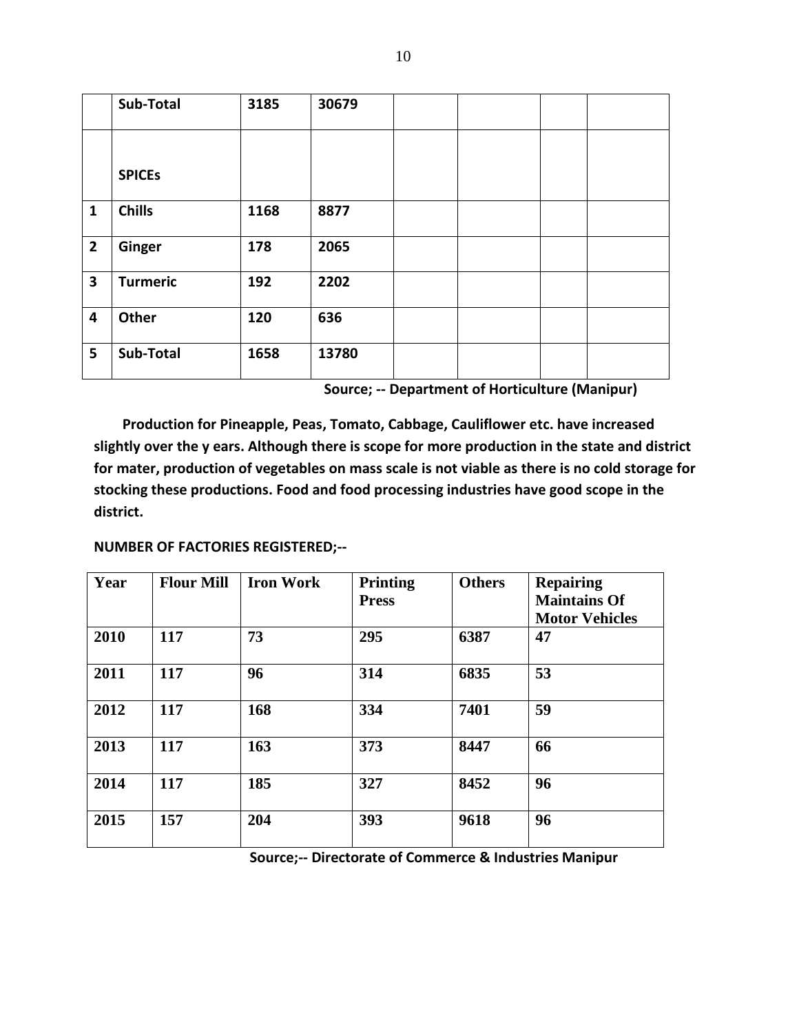|  | Sub-Total | 3185 | 30679 |  |  |  |  |
|---|---|---|---|---|---|---|---|
|  | **SPICEs** |  |  |  |  |  |  |
| 1 | Chills | 1168 | 8877 |  |  |  |  |
| 2 | Ginger | 178 | 2065 |  |  |  |  |
| 3 | Turmeric | 192 | 2202 |  |  |  |  |
| 4 | Other | 120 | 636 |  |  |  |  |
| 5 | Sub-Total | 1658 | 13780 |  |  |  |  |

**Source; -- Department of Horticulture (Manipur)**

**Production for Pineapple, Peas, Tomato, Cabbage, Cauliflower etc. have increased slightly over the y ears. Although there is scope for more production in the state and district for mater, production of vegetables on mass scale is not viable as there is no cold storage for stocking these productions. Food and food processing industries have good scope in the district.**

**NUMBER OF FACTORIES REGISTERED;--**

| Year | Flour Mill | Iron Work | Printing Press | Others | Repairing Maintains Of Motor Vehicles |
|---|---|---|---|---|---|
| 2010 | 117 | 73 | 295 | 6387 | 47 |
| 2011 | 117 | 96 | 314 | 6835 | 53 |
| 2012 | 117 | 168 | 334 | 7401 | 59 |
| 2013 | 117 | 163 | 373 | 8447 | 66 |
| 2014 | 117 | 185 | 327 | 8452 | 96 |
| 2015 | 157 | 204 | 393 | 9618 | 96 |

**Source;-- Directorate of Commerce & Industries Manipur**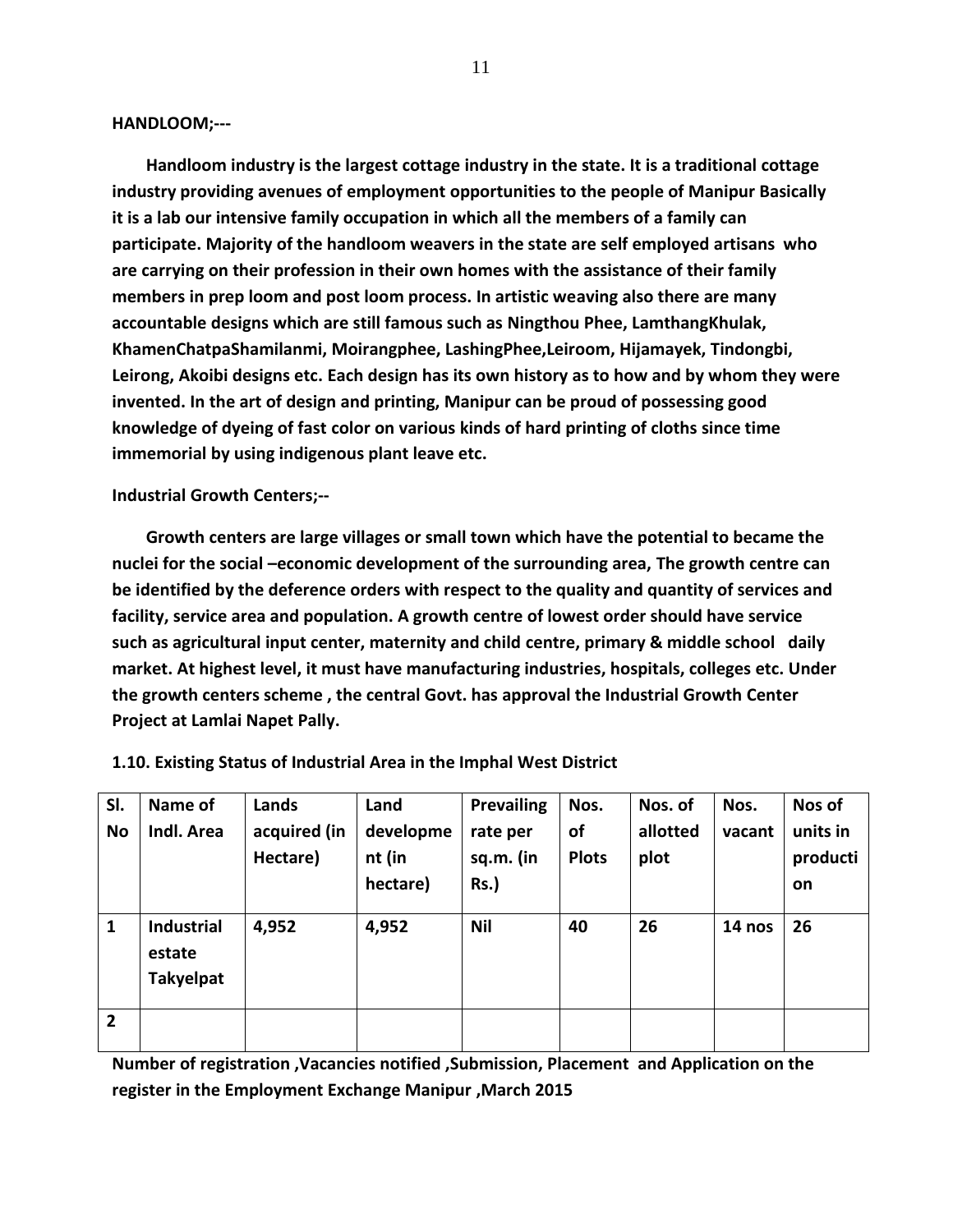**HANDLOOM;---**

**Handloom industry is the largest cottage industry in the state. It is a traditional cottage industry providing avenues of employment opportunities to the people of Manipur Basically it is a lab our intensive family occupation in which all the members of a family can participate. Majority of the handloom weavers in the state are self employed artisans who are carrying on their profession in their own homes with the assistance of their family members in prep loom and post loom process. In artistic weaving also there are many accountable designs which are still famous such as Ningthou Phee, LamthangKhulak, KhamenChatpaShamilanmi, Moirangphee, LashingPhee,Leiroom, Hijamayek, Tindongbi, Leirong, Akoibi designs etc. Each design has its own history as to how and by whom they were invented. In the art of design and printing, Manipur can be proud of possessing good knowledge of dyeing of fast color on various kinds of hard printing of cloths since time immemorial by using indigenous plant leave etc.**

**Industrial Growth Centers;--**

**Growth centers are large villages or small town which have the potential to became the nuclei for the social –economic development of the surrounding area, The growth centre can be identified by the deference orders with respect to the quality and quantity of services and facility, service area and population. A growth centre of lowest order should have service such as agricultural input center, maternity and child centre, primary & middle school daily market. At highest level, it must have manufacturing industries, hospitals, colleges etc. Under the growth centers scheme , the central Govt. has approval the Industrial Growth Center Project at Lamlai Napet Pally.**

**1.10. Existing Status of Industrial Area in the Imphal West District**

| Sl. No | Name of Indl. Area | Lands acquired (in Hectare) | Land development (in hectare) | Prevailing rate per sq.m. (in Rs.) | Nos. of Plots | Nos. of allotted plot | Nos. vacant | Nos of units in production |
|---|---|---|---|---|---|---|---|---|
| 1 | Industrial estate Takyelpat | 4,952 | 4,952 | Nil | 40 | 26 | 14 nos | 26 |
| 2 | | | | | | | | |

**Number of registration ,Vacancies notified ,Submission, Placement and Application on the register in the Employment Exchange Manipur ,March 2015**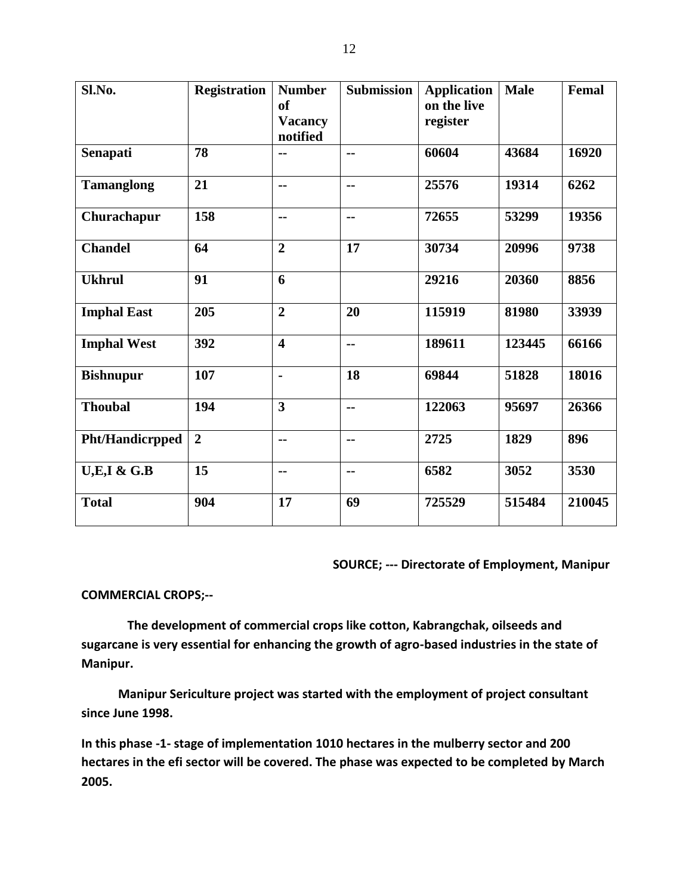| Sl.No. | Registration | Number of Vacancy notified | Submission | Application on the live register | Male | Femal |
|---|---|---|---|---|---|---|
| **Senapati** | **78** | **--** | **--** | **60604** | **43684** | **16920** |
| **Tamanglong** | **21** | **--** | **--** | **25576** | **19314** | **6262** |
| **Churachapur** | **158** | **--** | **--** | **72655** | **53299** | **19356** |
| **Chandel** | **64** | **2** | **17** | **30734** | **20996** | **9738** |
| **Ukhrul** | **91** | **6** | | **29216** | **20360** | **8856** |
| **Imphal East** | **205** | **2** | **20** | **115919** | **81980** | **33939** |
| **Imphal West** | **392** | **4** | **--** | **189611** | **123445** | **66166** |
| **Bishnupur** | **107** | **-** | **18** | **69844** | **51828** | **18016** |
| **Thoubal** | **194** | **3** | **--** | **122063** | **95697** | **26366** |
| **Pht/Handicrpped** | **2** | **--** | **--** | **2725** | **1829** | **896** |
| **U,E,I & G.B** | **15** | **--** | **--** | **6582** | **3052** | **3530** |
| **Total** | **904** | **17** | **69** | **725529** | **515484** | **210045** |

**SOURCE; --- Directorate of Employment, Manipur**

**COMMERCIAL CROPS;--**

**The development of commercial crops like cotton, Kabrangchak, oilseeds and sugarcane is very essential for enhancing the growth of agro-based industries in the state of Manipur.**

**Manipur Sericulture project was started with the employment of project consultant since June 1998.**

**In this phase -1- stage of implementation 1010 hectares in the mulberry sector and 200 hectares in the efi sector will be covered. The phase was expected to be completed by March 2005.**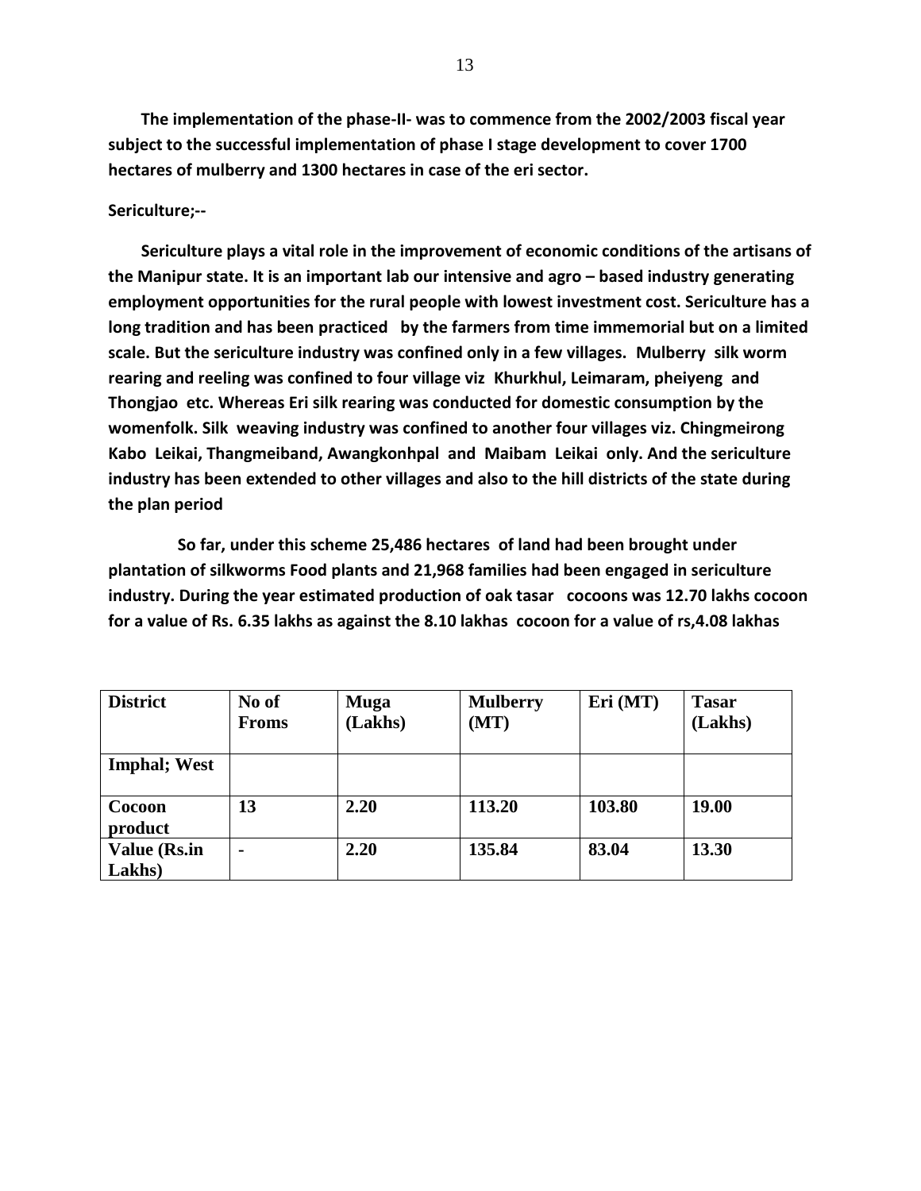**The implementation of the phase-II- was to commence from the 2002/2003 fiscal year subject to the successful implementation of phase I stage development to cover 1700 hectares of mulberry and 1300 hectares in case of the eri sector.**

**Sericulture;--**

**Sericulture plays a vital role in the improvement of economic conditions of the artisans of the Manipur state. It is an important lab our intensive and agro – based industry generating employment opportunities for the rural people with lowest investment cost. Sericulture has a long tradition and has been practiced by the farmers from time immemorial but on a limited scale. But the sericulture industry was confined only in a few villages. Mulberry silk worm rearing and reeling was confined to four village viz Khurkhul, Leimaram, pheiyeng and Thongjao etc. Whereas Eri silk rearing was conducted for domestic consumption by the womenfolk. Silk weaving industry was confined to another four villages viz. Chingmeirong Kabo Leikai, Thangmeiband, Awangkonhpal and Maibam Leikai only. And the sericulture industry has been extended to other villages and also to the hill districts of the state during the plan period**

**So far, under this scheme 25,486 hectares of land had been brought under plantation of silkworms Food plants and 21,968 families had been engaged in sericulture industry. During the year estimated production of oak tasar cocoons was 12.70 lakhs cocoon for a value of Rs. 6.35 lakhs as against the 8.10 lakhas cocoon for a value of rs,4.08 lakhas**

| District | No of Froms | Muga (Lakhs) | Mulberry (MT) | Eri (MT) | Tasar (Lakhs) |
|---|---|---|---|---|---|
| Imphal; West | | | | | |
| Cocoon product | 13 | 2.20 | 113.20 | 103.80 | 19.00 |
| Value (Rs.in Lakhs) | - | 2.20 | 135.84 | 83.04 | 13.30 |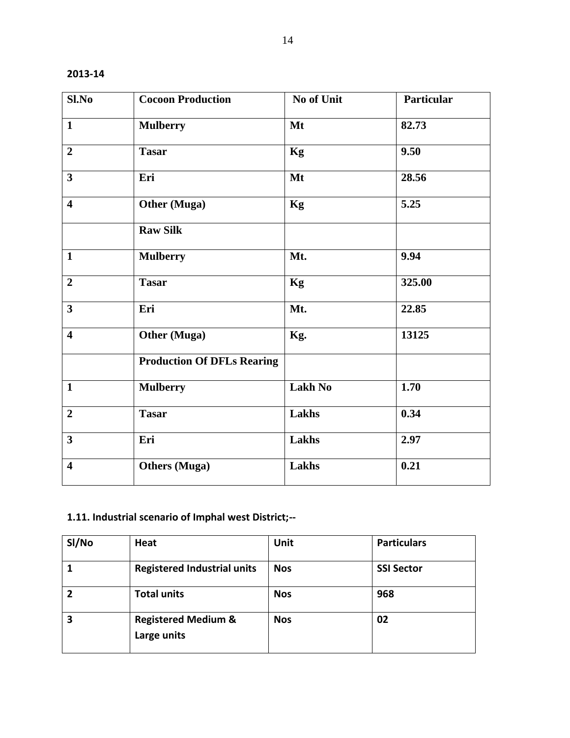**2013-14**

| Sl.No | Cocoon Production | No of Unit | Particular |
|---|---|---|---|
| 1 | Mulberry | Mt | 82.73 |
| 2 | Tasar | Kg | 9.50 |
| 3 | Eri | Mt | 28.56 |
| 4 | Other (Muga) | Kg | 5.25 |
| | Raw Silk | | |
| 1 | Mulberry | Mt. | 9.94 |
| 2 | Tasar | Kg | 325.00 |
| 3 | Eri | Mt. | 22.85 |
| 4 | Other (Muga) | Kg. | 13125 |
| | Production Of DFLs Rearing | | |
| 1 | Mulberry | Lakh No | 1.70 |
| 2 | Tasar | Lakhs | 0.34 |
| 3 | Eri | Lakhs | 2.97 |
| 4 | Others (Muga) | Lakhs | 0.21 |

### 1.11. Industrial scenario of Imphal west District;--

| Sl/No | Heat | Unit | Particulars |
|---|---|---|---|
| 1 | Registered Industrial units | Nos | SSI Sector |
| 2 | Total units | Nos | 968 |
| 3 | Registered Medium & Large units | Nos | 02 |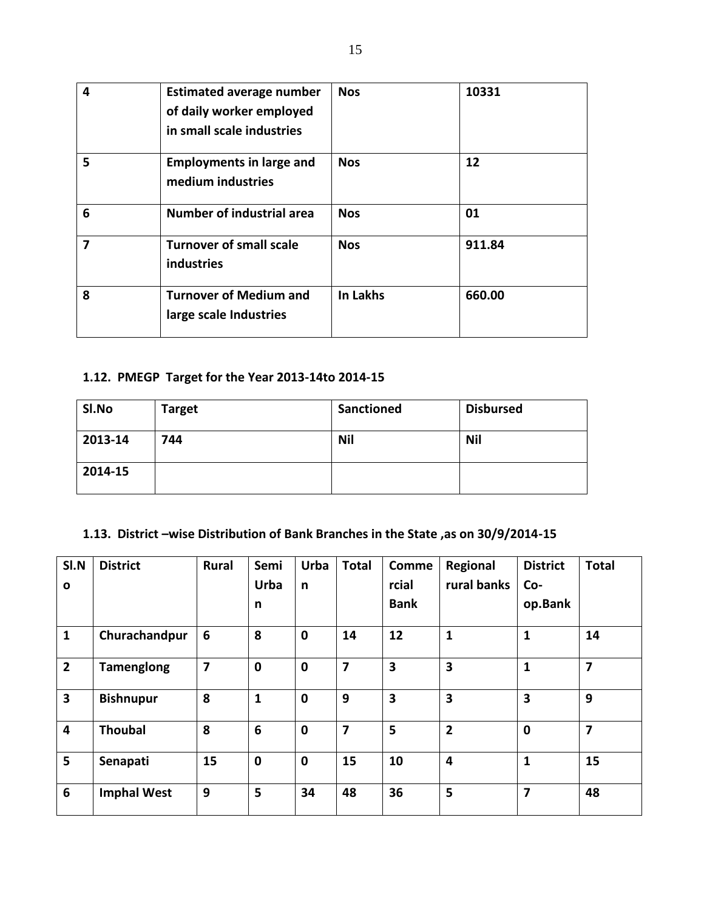| 4 | Estimated average number of daily worker employed in small scale industries | Nos | 10331 |
|---|---|---|---|
| 5 | Employments in large and medium industries | Nos | 12 |
| 6 | Number of industrial area | Nos | 01 |
| 7 | Turnover of small scale industries | Nos | 911.84 |
| 8 | Turnover of Medium and large scale Industries | In Lakhs | 660.00 |

## 1.12. PMEGP Target for the Year 2013-14to 2014-15

| Sl.No | Target | Sanctioned | Disbursed |
|---|---|---|---|
| 2013-14 | 744 | Nil | Nil |
| 2014-15 | | | |

## 1.13. District –wise Distribution of Bank Branches in the State ,as on 30/9/2014-15

| Sl.No | District | Rural | Semi Urban | Urban | Total | Commercial Bank | Regional rural banks | District Co-op.Bank | Total |
|---|---|---|---|---|---|---|---|---|---|
| 1 | Churachandpur | 6 | 8 | 0 | 14 | 12 | 1 | 1 | 14 |
| 2 | Tamenglong | 7 | 0 | 0 | 7 | 3 | 3 | 1 | 7 |
| 3 | Bishnupur | 8 | 1 | 0 | 9 | 3 | 3 | 3 | 9 |
| 4 | Thoubal | 8 | 6 | 0 | 7 | 5 | 2 | 0 | 7 |
| 5 | Senapati | 15 | 0 | 0 | 15 | 10 | 4 | 1 | 15 |
| 6 | Imphal West | 9 | 5 | 34 | 48 | 36 | 5 | 7 | 48 |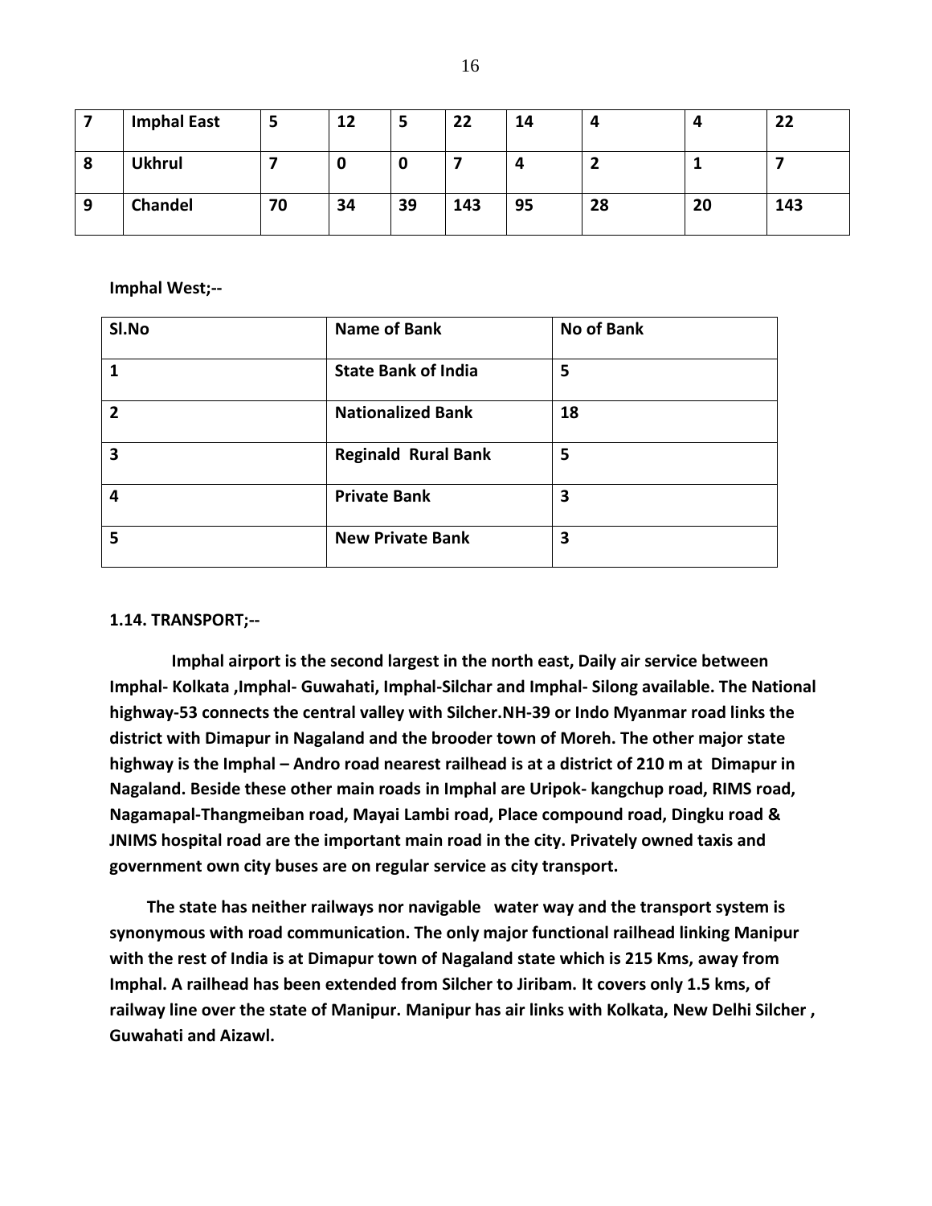| 7 | **Imphal East** | 5 | 12 | 5 | 22 | 14 | 4 | 4 | 22 |
|---|---|---|---|---|---|---|---|---|---|
| 8 | **Ukhrul** | 7 | 0 | 0 | 7 | 4 | 2 | 1 | 7 |
| 9 | **Chandel** | 70 | 34 | 39 | 143 | 95 | 28 | 20 | 143 |

**Imphal West;--**

| Sl.No | Name of Bank | No of Bank |
|---|---|---|
| 1 | State Bank of India | 5 |
| 2 | Nationalized Bank | 18 |
| 3 | Reginald Rural Bank | 5 |
| 4 | Private Bank | 3 |
| 5 | New Private Bank | 3 |

**1.14. TRANSPORT;--**

**Imphal airport is the second largest in the north east, Daily air service between Imphal- Kolkata ,Imphal- Guwahati, Imphal-Silchar and Imphal- Silong available. The National highway-53 connects the central valley with Silcher.NH-39 or Indo Myanmar road links the district with Dimapur in Nagaland and the brooder town of Moreh. The other major state highway is the Imphal – Andro road nearest railhead is at a district of 210 m at Dimapur in Nagaland. Beside these other main roads in Imphal are Uripok- kangchup road, RIMS road, Nagamapal-Thangmeiban road, Mayai Lambi road, Place compound road, Dingku road & JNIMS hospital road are the important main road in the city. Privately owned taxis and government own city buses are on regular service as city transport.**

**The state has neither railways nor navigable water way and the transport system is synonymous with road communication. The only major functional railhead linking Manipur with the rest of India is at Dimapur town of Nagaland state which is 215 Kms, away from Imphal. A railhead has been extended from Silcher to Jiribam. It covers only 1.5 kms, of railway line over the state of Manipur. Manipur has air links with Kolkata, New Delhi Silcher , Guwahati and Aizawl.**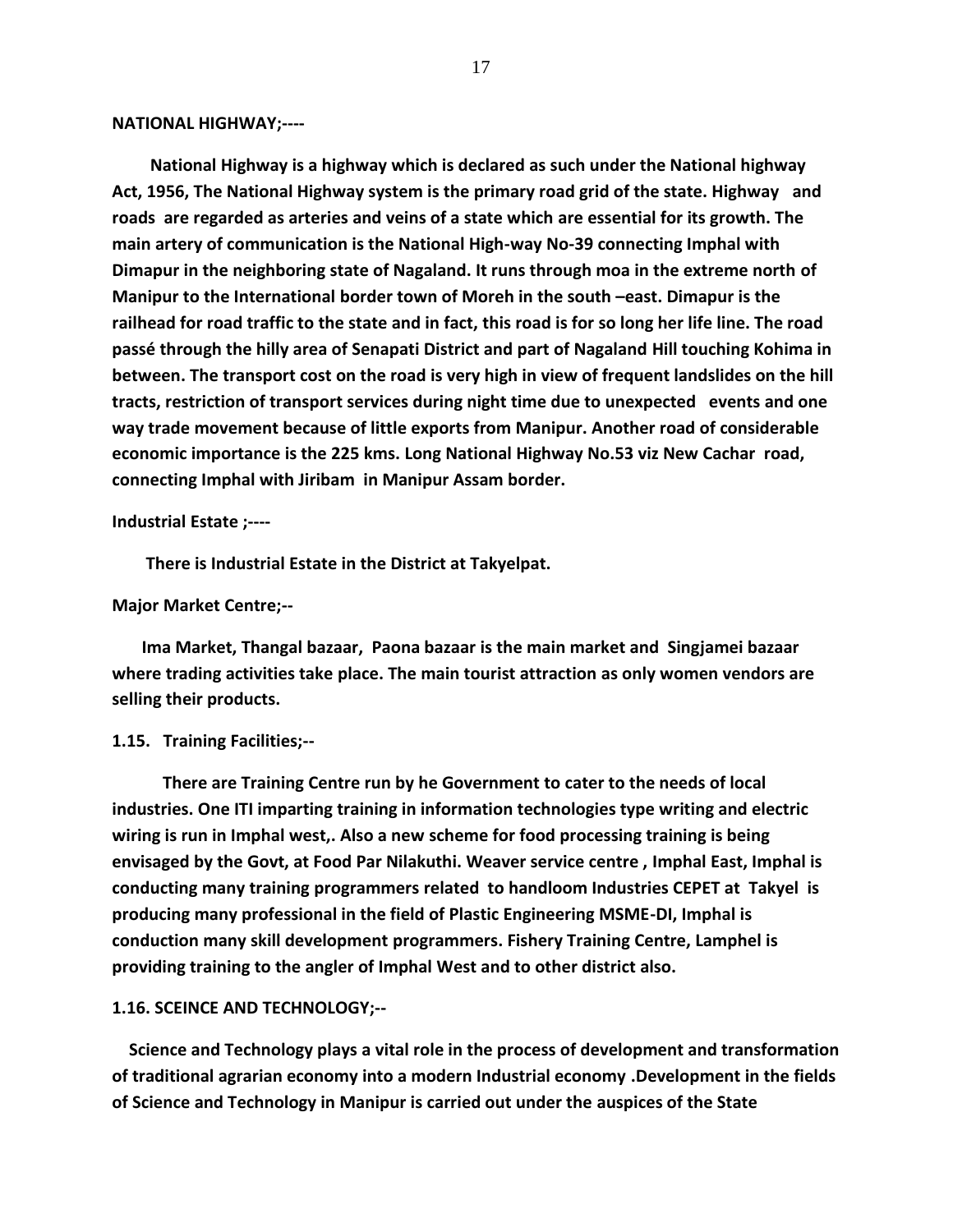**NATIONAL HIGHWAY;----**

**National Highway is a highway which is declared as such under the National highway Act, 1956, The National Highway system is the primary road grid of the state. Highway and roads are regarded as arteries and veins of a state which are essential for its growth. The main artery of communication is the National High-way No-39 connecting Imphal with Dimapur in the neighboring state of Nagaland. It runs through moa in the extreme north of Manipur to the International border town of Moreh in the south –east. Dimapur is the railhead for road traffic to the state and in fact, this road is for so long her life line. The road passé through the hilly area of Senapati District and part of Nagaland Hill touching Kohima in between. The transport cost on the road is very high in view of frequent landslides on the hill tracts, restriction of transport services during night time due to unexpected events and one way trade movement because of little exports from Manipur. Another road of considerable economic importance is the 225 kms. Long National Highway No.53 viz New Cachar road, connecting Imphal with Jiribam in Manipur Assam border.**

**Industrial Estate ;----**

**There is Industrial Estate in the District at Takyelpat.**

**Major Market Centre;--**

**Ima Market, Thangal bazaar, Paona bazaar is the main market and Singjamei bazaar where trading activities take place. The main tourist attraction as only women vendors are selling their products.**

**1.15. Training Facilities;--**

**There are Training Centre run by he Government to cater to the needs of local industries. One ITI imparting training in information technologies type writing and electric wiring is run in Imphal west,. Also a new scheme for food processing training is being envisaged by the Govt, at Food Par Nilakuthi. Weaver service centre , Imphal East, Imphal is conducting many training programmers related to handloom Industries CEPET at Takyel is producing many professional in the field of Plastic Engineering MSME-DI, Imphal is conduction many skill development programmers. Fishery Training Centre, Lamphel is providing training to the angler of Imphal West and to other district also.**

**1.16. SCEINCE AND TECHNOLOGY;--**

**Science and Technology plays a vital role in the process of development and transformation of traditional agrarian economy into a modern Industrial economy .Development in the fields of Science and Technology in Manipur is carried out under the auspices of the State**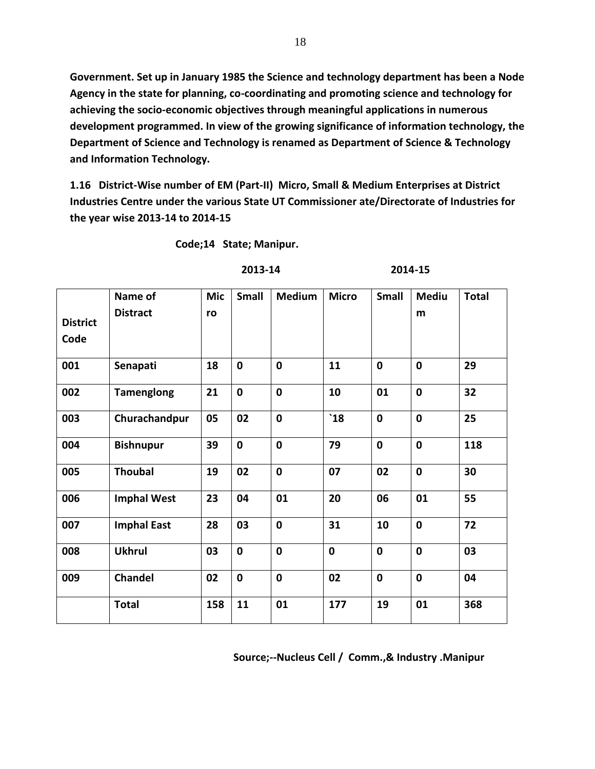**Government. Set up in January 1985 the Science and technology department has been a Node Agency in the state for planning, co-coordinating and promoting science and technology for achieving the socio-economic objectives through meaningful applications in numerous development programmed. In view of the growing significance of information technology, the Department of Science and Technology is renamed as Department of Science & Technology and Information Technology.**

**1.16 District-Wise number of EM (Part-II) Micro, Small & Medium Enterprises at District Industries Centre under the various State UT Commissioner ate/Directorate of Industries for the year wise 2013-14 to 2014-15**

**Code;14 State; Manipur.**

| | | 2013-14 | | | 2014-15 | | | |
|---|---|---|---|---|---|---|---|---|
| **District Code** | **Name of Distract** | **Micro** | **Small** | **Medium** | **Micro** | **Small** | **Medium** | **Total** |
| **001** | **Senapati** | **18** | **0** | **0** | **11** | **0** | **0** | **29** |
| **002** | **Tamenglong** | **21** | **0** | **0** | **10** | **01** | **0** | **32** |
| **003** | **Churachandpur** | **05** | **02** | **0** | **`18** | **0** | **0** | **25** |
| **004** | **Bishnupur** | **39** | **0** | **0** | **79** | **0** | **0** | **118** |
| **005** | **Thoubal** | **19** | **02** | **0** | **07** | **02** | **0** | **30** |
| **006** | **Imphal West** | **23** | **04** | **01** | **20** | **06** | **01** | **55** |
| **007** | **Imphal East** | **28** | **03** | **0** | **31** | **10** | **0** | **72** |
| **008** | **Ukhrul** | **03** | **0** | **0** | **0** | **0** | **0** | **03** |
| **009** | **Chandel** | **02** | **0** | **0** | **02** | **0** | **0** | **04** |
| | **Total** | **158** | **11** | **01** | **177** | **19** | **01** | **368** |

**Source;--Nucleus Cell / Comm.,& Industry .Manipur**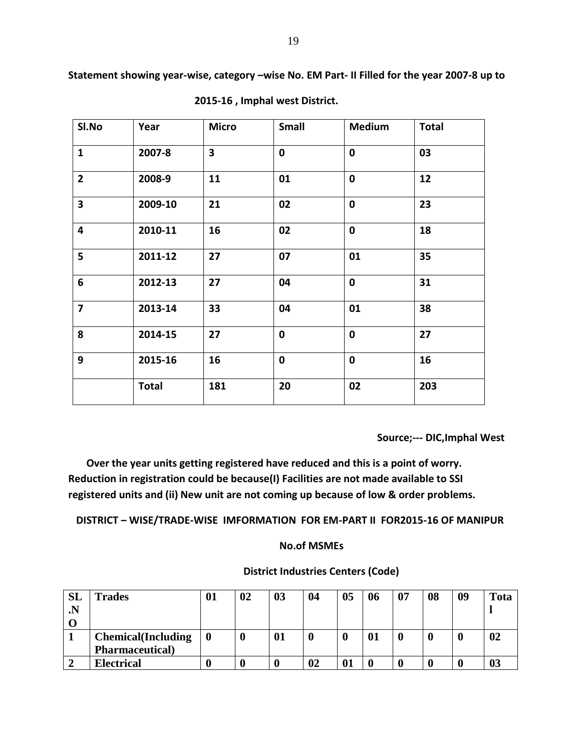**Statement showing year-wise, category –wise No. EM Part- II Filled for the year 2007-8 up to 2015-16 , Imphal west District.**

| Sl.No | Year | Micro | Small | Medium | Total |
|---|---|---|---|---|---|
| 1 | 2007-8 | 3 | 0 | 0 | 03 |
| 2 | 2008-9 | 11 | 01 | 0 | 12 |
| 3 | 2009-10 | 21 | 02 | 0 | 23 |
| 4 | 2010-11 | 16 | 02 | 0 | 18 |
| 5 | 2011-12 | 27 | 07 | 01 | 35 |
| 6 | 2012-13 | 27 | 04 | 0 | 31 |
| 7 | 2013-14 | 33 | 04 | 01 | 38 |
| 8 | 2014-15 | 27 | 0 | 0 | 27 |
| 9 | 2015-16 | 16 | 0 | 0 | 16 |
| | **Total** | **181** | **20** | **02** | **203** |

**Source;--- DIC,Imphal West**

**Over the year units getting registered have reduced and this is a point of worry. Reduction in registration could be because(I) Facilities are not made available to SSI registered units and (ii) New unit are not coming up because of low & order problems.**

**DISTRICT – WISE/TRADE-WISE IMFORMATION FOR EM-PART II FOR2015-16 OF MANIPUR**

**No.of MSMEs**

**District Industries Centers (Code)**

| SL.NO | Trades | 01 | 02 | 03 | 04 | 05 | 06 | 07 | 08 | 09 | Total |
|---|---|---|---|---|---|---|---|---|---|---|---|
| 1 | Chemical(Including Pharmaceutical) | 0 | 0 | 01 | 0 | 0 | 01 | 0 | 0 | 0 | 02 |
| 2 | Electrical | 0 | 0 | 0 | 02 | 01 | 0 | 0 | 0 | 0 | 03 |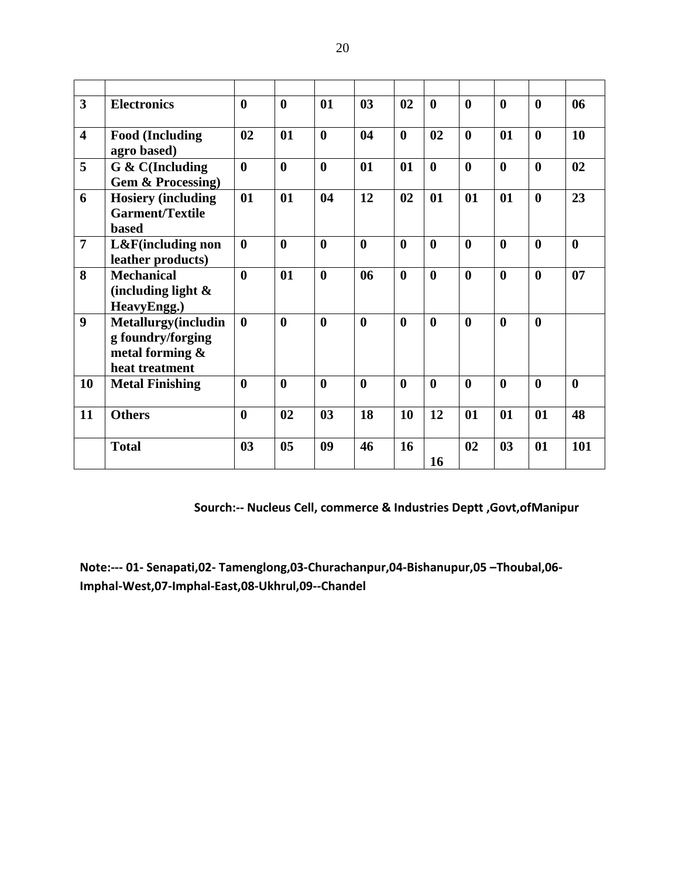| | | | | | | | | | | | |
|---|---|---|---|---|---|---|---|---|---|---|---|
| 3 | **Electronics** | 0 | 0 | 01 | 03 | 02 | 0 | 0 | 0 | 0 | 06 |
| 4 | **Food (Including agro based)** | 02 | 01 | 0 | 04 | 0 | 02 | 0 | 01 | 0 | 10 |
| 5 | **G & C(Including Gem & Processing)** | 0 | 0 | 0 | 01 | 01 | 0 | 0 | 0 | 0 | 02 |
| 6 | **Hosiery (including Garment/Textile based** | 01 | 01 | 04 | 12 | 02 | 01 | 01 | 01 | 0 | 23 |
| 7 | **L&F(including non leather products)** | 0 | 0 | 0 | 0 | 0 | 0 | 0 | 0 | 0 | 0 |
| 8 | **Mechanical (including light & HeavyEngg.)** | 0 | 01 | 0 | 06 | 0 | 0 | 0 | 0 | 0 | 07 |
| 9 | **Metallurgy(including foundry/forging metal forming & heat treatment** | 0 | 0 | 0 | 0 | 0 | 0 | 0 | 0 | 0 | |
| 10 | **Metal Finishing** | 0 | 0 | 0 | 0 | 0 | 0 | 0 | 0 | 0 | 0 |
| 11 | **Others** | 0 | 02 | 03 | 18 | 10 | 12 | 01 | 01 | 01 | 48 |
| | **Total** | 03 | 05 | 09 | 46 | 16 | 16 | 02 | 03 | 01 | 101 |

**Sourch:-- Nucleus Cell, commerce & Industries Deptt ,Govt,ofManipur**

**Note:--- 01- Senapati,02- Tamenglong,03-Churachanpur,04-Bishanupur,05 –Thoubal,06-Imphal-West,07-Imphal-East,08-Ukhrul,09--Chandel**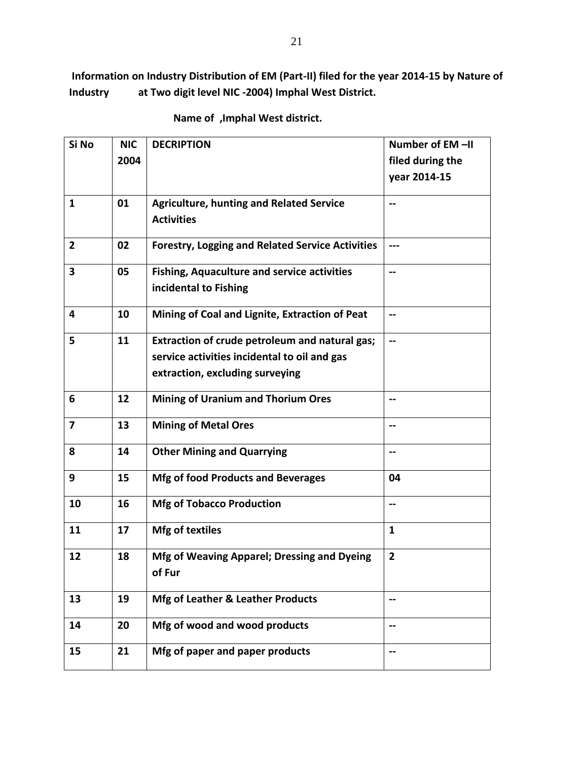**Information on Industry Distribution of EM (Part-II) filed for the year 2014-15 by Nature of Industry at Two digit level NIC -2004) Imphal West District.**

**Name of ,Imphal West district.**

| Si No | NIC 2004 | DECRIPTION | Number of EM –II filed during the year 2014-15 |
|---|---|---|---|
| 1 | 01 | Agriculture, hunting and Related Service Activities | -- |
| 2 | 02 | Forestry, Logging and Related Service Activities | --- |
| 3 | 05 | Fishing, Aquaculture and service activities incidental to Fishing | -- |
| 4 | 10 | Mining of Coal and Lignite, Extraction of Peat | -- |
| 5 | 11 | Extraction of crude petroleum and natural gas; service activities incidental to oil and gas extraction, excluding surveying | -- |
| 6 | 12 | Mining of Uranium and Thorium Ores | -- |
| 7 | 13 | Mining of Metal Ores | -- |
| 8 | 14 | Other Mining and Quarrying | -- |
| 9 | 15 | Mfg of food Products and Beverages | 04 |
| 10 | 16 | Mfg of Tobacco Production | -- |
| 11 | 17 | Mfg of textiles | 1 |
| 12 | 18 | Mfg of Weaving Apparel; Dressing and Dyeing of Fur | 2 |
| 13 | 19 | Mfg of Leather & Leather Products | -- |
| 14 | 20 | Mfg of wood and wood products | -- |
| 15 | 21 | Mfg of paper and paper products | -- |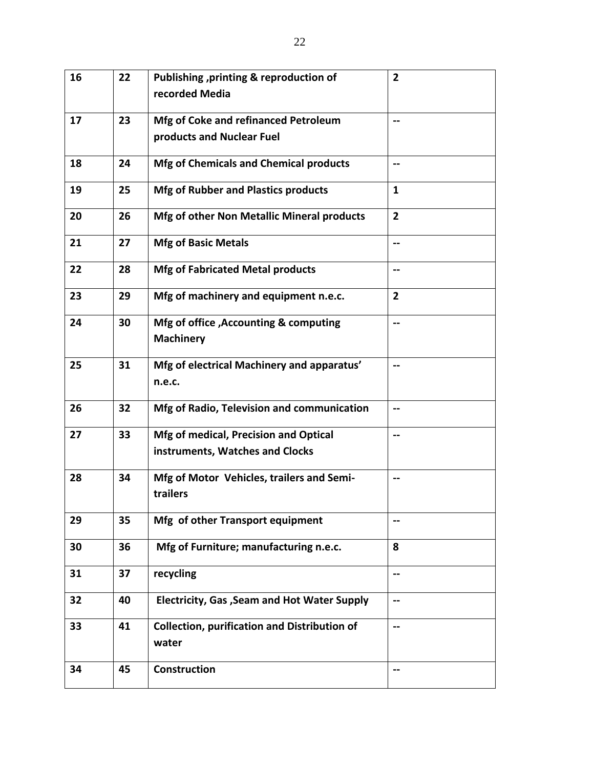| 16 | 22 | **Publishing ,printing & reproduction of recorded Media** | **2** |
|---|---|---|---|
| 17 | 23 | **Mfg of Coke and refinanced Petroleum products and Nuclear Fuel** | **--** |
| 18 | 24 | **Mfg of Chemicals and Chemical products** | **--** |
| 19 | 25 | **Mfg of Rubber and Plastics products** | **1** |
| 20 | 26 | **Mfg of other Non Metallic Mineral products** | **2** |
| 21 | 27 | **Mfg of Basic Metals** | **--** |
| 22 | 28 | **Mfg of Fabricated Metal products** | **--** |
| 23 | 29 | **Mfg of machinery and equipment n.e.c.** | **2** |
| 24 | 30 | **Mfg of office ,Accounting & computing Machinery** | **--** |
| 25 | 31 | **Mfg of electrical Machinery and apparatus' n.e.c.** | **--** |
| 26 | 32 | **Mfg of Radio, Television and communication** | **--** |
| 27 | 33 | **Mfg of medical, Precision and Optical instruments, Watches and Clocks** | **--** |
| 28 | 34 | **Mfg of Motor Vehicles, trailers and Semi-trailers** | **--** |
| 29 | 35 | **Mfg of other Transport equipment** | **--** |
| 30 | 36 | **Mfg of Furniture; manufacturing n.e.c.** | **8** |
| 31 | 37 | **recycling** | **--** |
| 32 | 40 | **Electricity, Gas ,Seam and Hot Water Supply** | **--** |
| 33 | 41 | **Collection, purification and Distribution of water** | **--** |
| 34 | 45 | **Construction** | **--** |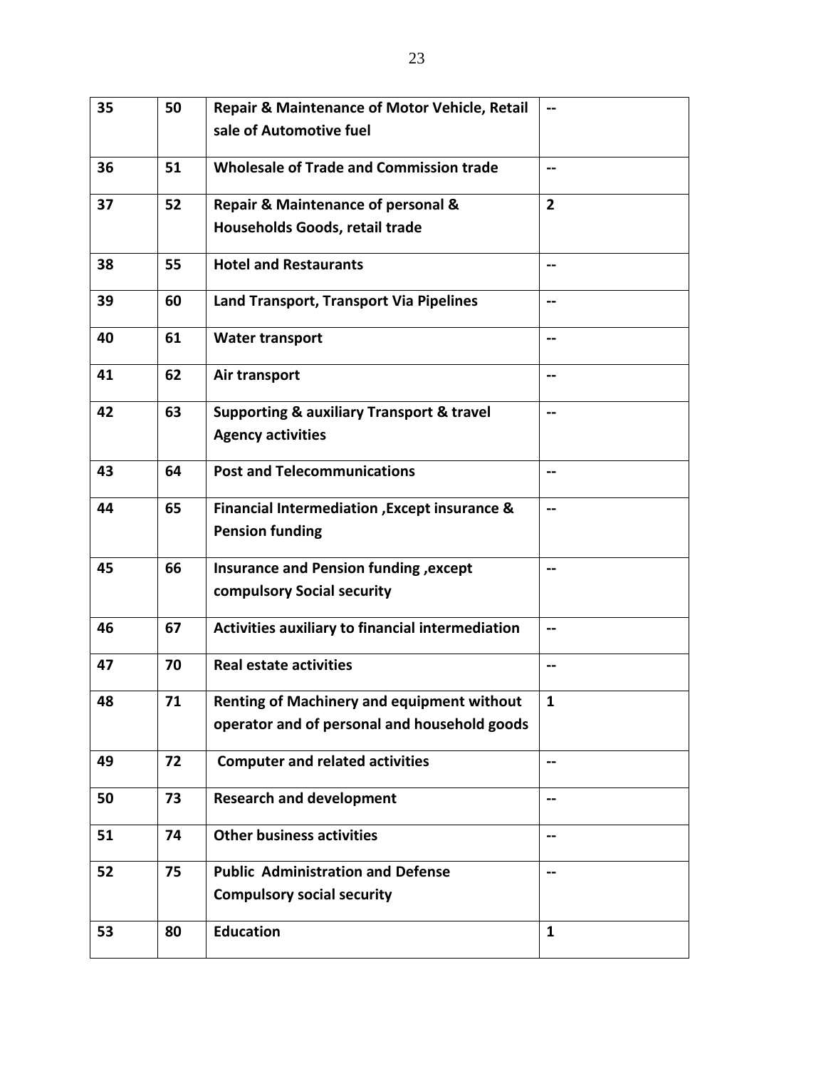| 35 | 50 | **Repair & Maintenance of Motor Vehicle, Retail sale of Automotive fuel** | -- |
|---|---|---|---|
| 36 | 51 | **Wholesale of Trade and Commission trade** | -- |
| 37 | 52 | **Repair & Maintenance of personal & Households Goods, retail trade** | 2 |
| 38 | 55 | **Hotel and Restaurants** | -- |
| 39 | 60 | **Land Transport, Transport Via Pipelines** | -- |
| 40 | 61 | **Water transport** | -- |
| 41 | 62 | **Air transport** | -- |
| 42 | 63 | **Supporting & auxiliary Transport & travel Agency activities** | -- |
| 43 | 64 | **Post and Telecommunications** | -- |
| 44 | 65 | **Financial Intermediation ,Except insurance & Pension funding** | -- |
| 45 | 66 | **Insurance and Pension funding ,except compulsory Social security** | -- |
| 46 | 67 | **Activities auxiliary to financial intermediation** | -- |
| 47 | 70 | **Real estate activities** | -- |
| 48 | 71 | **Renting of Machinery and equipment without operator and of personal and household goods** | 1 |
| 49 | 72 | **Computer and related activities** | -- |
| 50 | 73 | **Research and development** | -- |
| 51 | 74 | **Other business activities** | -- |
| 52 | 75 | **Public Administration and Defense Compulsory social security** | -- |
| 53 | 80 | **Education** | 1 |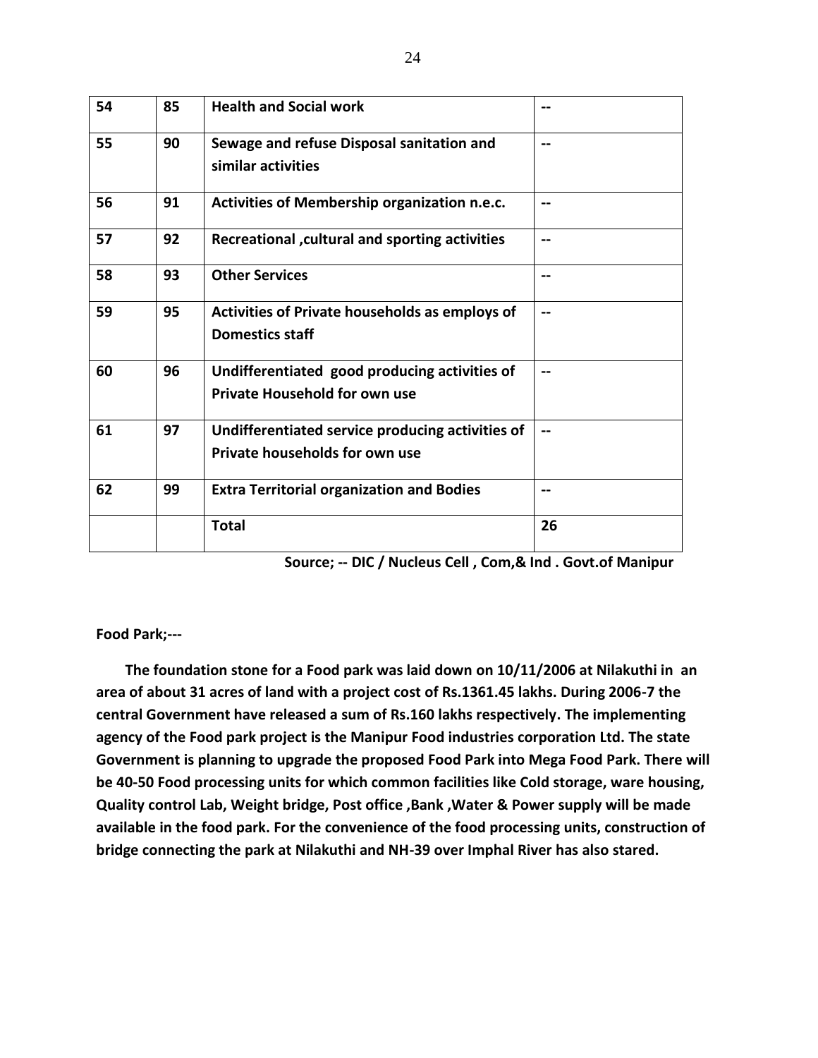| 54 | 85 | **Health and Social work** | -- |
|---|---|---|---|
| 55 | 90 | **Sewage and refuse Disposal sanitation and similar activities** | -- |
| 56 | 91 | **Activities of Membership organization n.e.c.** | -- |
| 57 | 92 | **Recreational ,cultural and sporting activities** | -- |
| 58 | 93 | **Other Services** | -- |
| 59 | 95 | **Activities of Private households as employs of Domestics staff** | -- |
| 60 | 96 | **Undifferentiated good producing activities of Private Household for own use** | -- |
| 61 | 97 | **Undifferentiated service producing activities of Private households for own use** | -- |
| 62 | 99 | **Extra Territorial organization and Bodies** | -- |
| | | **Total** | **26** |

**Source; -- DIC / Nucleus Cell , Com,& Ind . Govt.of Manipur**

**Food Park;---**

**The foundation stone for a Food park was laid down on 10/11/2006 at Nilakuthi in an area of about 31 acres of land with a project cost of Rs.1361.45 lakhs. During 2006-7 the central Government have released a sum of Rs.160 lakhs respectively. The implementing agency of the Food park project is the Manipur Food industries corporation Ltd. The state Government is planning to upgrade the proposed Food Park into Mega Food Park. There will be 40-50 Food processing units for which common facilities like Cold storage, ware housing, Quality control Lab, Weight bridge, Post office ,Bank ,Water & Power supply will be made available in the food park. For the convenience of the food processing units, construction of bridge connecting the park at Nilakuthi and NH-39 over Imphal River has also stared.**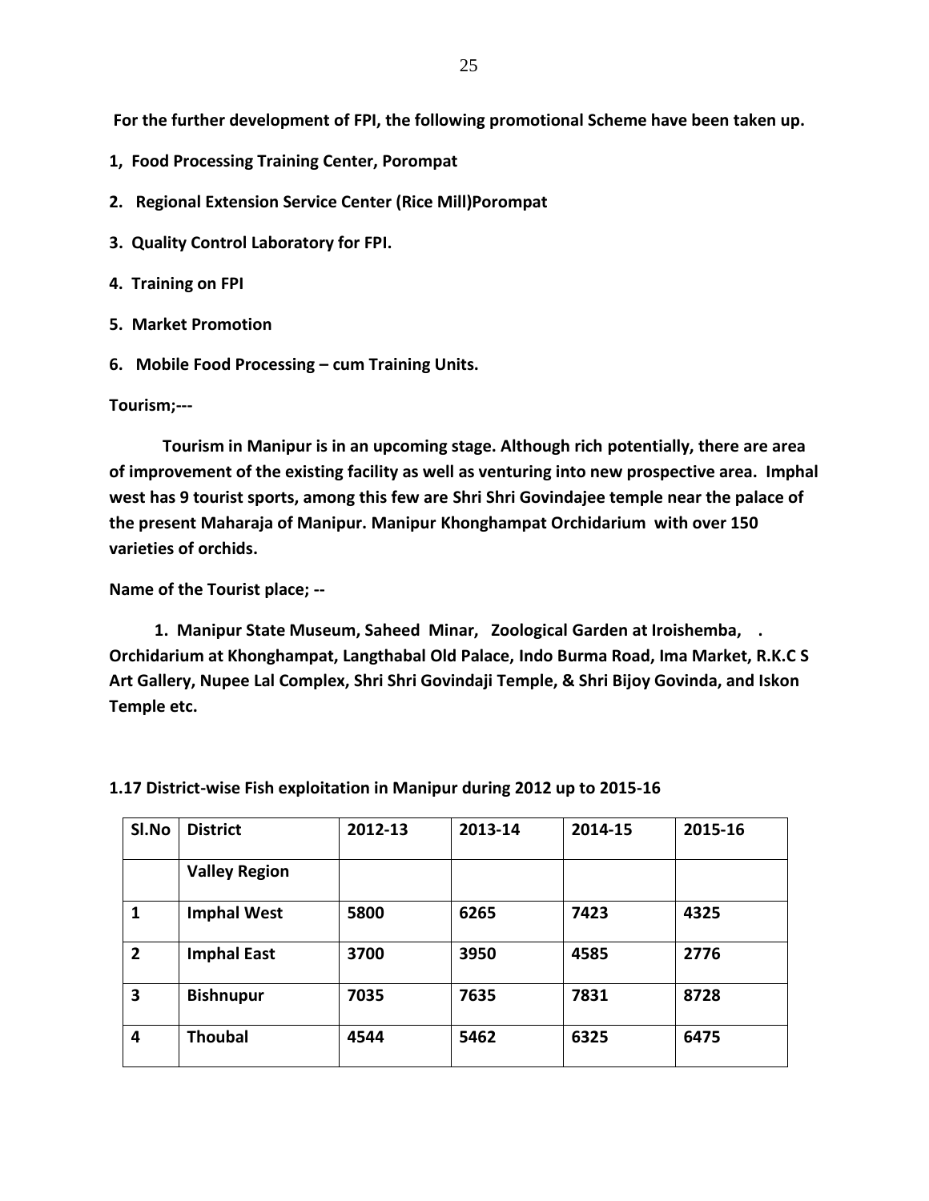**For the further development of FPI, the following promotional Scheme have been taken up.**

**1, Food Processing Training Center, Porompat**

**2. Regional Extension Service Center (Rice Mill)Porompat**

**3. Quality Control Laboratory for FPI.**

**4. Training on FPI**

**5. Market Promotion**

**6. Mobile Food Processing – cum Training Units.**

**Tourism;---**

**Tourism in Manipur is in an upcoming stage. Although rich potentially, there are area of improvement of the existing facility as well as venturing into new prospective area. Imphal west has 9 tourist sports, among this few are Shri Shri Govindajee temple near the palace of the present Maharaja of Manipur. Manipur Khonghampat Orchidarium with over 150 varieties of orchids.**

**Name of the Tourist place; --**

**1. Manipur State Museum, Saheed Minar, Zoological Garden at Iroishemba, . Orchidarium at Khonghampat, Langthabal Old Palace, Indo Burma Road, Ima Market, R.K.C S Art Gallery, Nupee Lal Complex, Shri Shri Govindaji Temple, & Shri Bijoy Govinda, and Iskon Temple etc.**

**1.17 District-wise Fish exploitation in Manipur during 2012 up to 2015-16**

| Sl.No | District | 2012-13 | 2013-14 | 2014-15 | 2015-16 |
|---|---|---|---|---|---|
| | Valley Region | | | | |
| 1 | Imphal West | 5800 | 6265 | 7423 | 4325 |
| 2 | Imphal East | 3700 | 3950 | 4585 | 2776 |
| 3 | Bishnupur | 7035 | 7635 | 7831 | 8728 |
| 4 | Thoubal | 4544 | 5462 | 6325 | 6475 |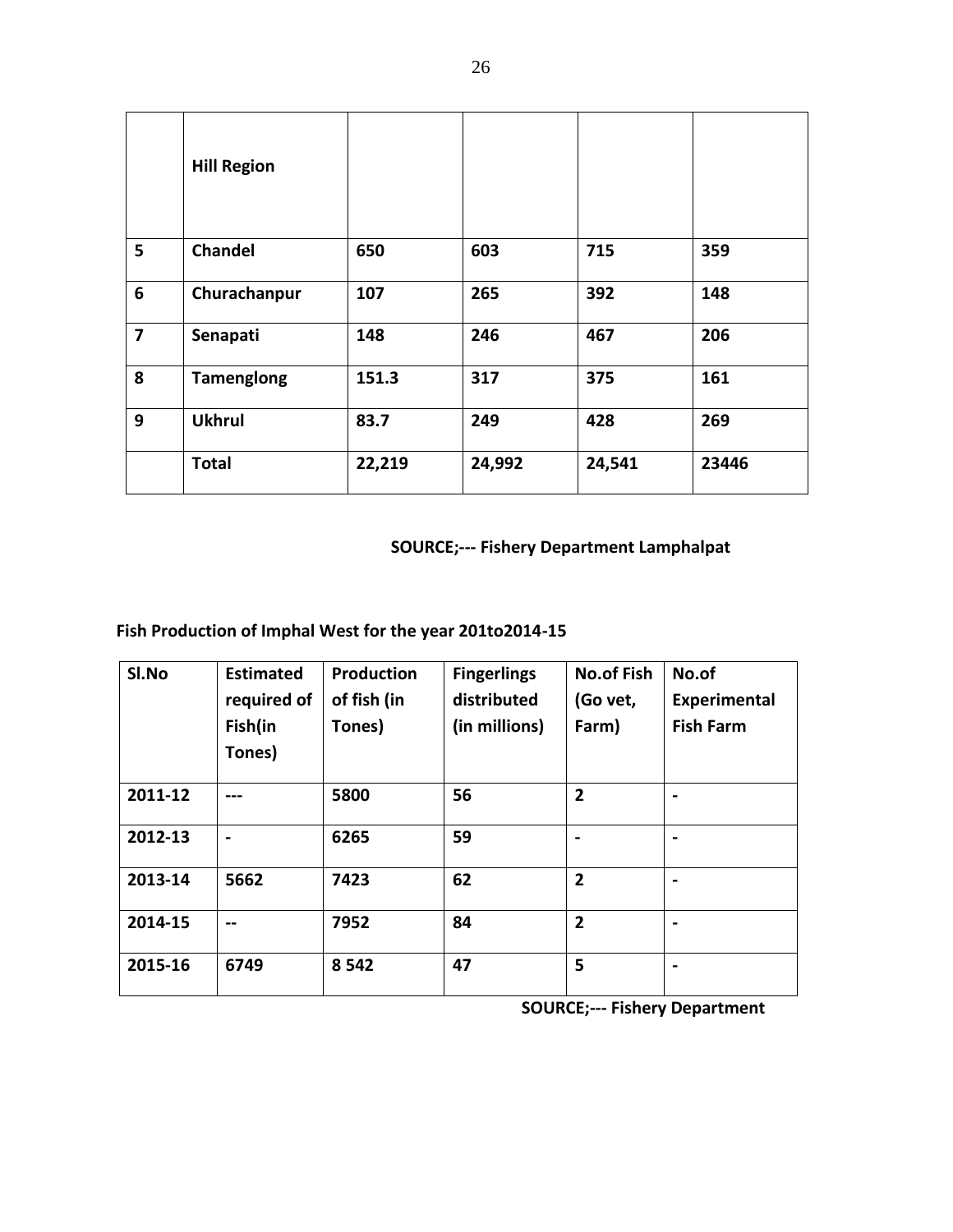|   | **Hill Region** |   |   |   |   |
|---|---|---|---|---|---|
| **5** | **Chandel** | **650** | **603** | **715** | **359** |
| **6** | **Churachanpur** | **107** | **265** | **392** | **148** |
| **7** | **Senapati** | **148** | **246** | **467** | **206** |
| **8** | **Tamenglong** | **151.3** | **317** | **375** | **161** |
| **9** | **Ukhrul** | **83.7** | **249** | **428** | **269** |
|   | **Total** | **22,219** | **24,992** | **24,541** | **23446** |

**SOURCE;--- Fishery Department Lamphalpat**

**Fish Production of Imphal West for the year 201to2014-15**

| **Sl.No** | **Estimated required of Fish(in Tones)** | **Production of fish (in Tones)** | **Fingerlings distributed (in millions)** | **No.of Fish (Go vet, Farm)** | **No.of Experimental Fish Farm** |
|---|---|---|---|---|---|
| **2011-12** | **---** | **5800** | **56** | **2** | **-** |
| **2012-13** | **-** | **6265** | **59** | **-** | **-** |
| **2013-14** | **5662** | **7423** | **62** | **2** | **-** |
| **2014-15** | **--** | **7952** | **84** | **2** | **-** |
| **2015-16** | **6749** | **8 542** | **47** | **5** | **-** |

**SOURCE;--- Fishery Department**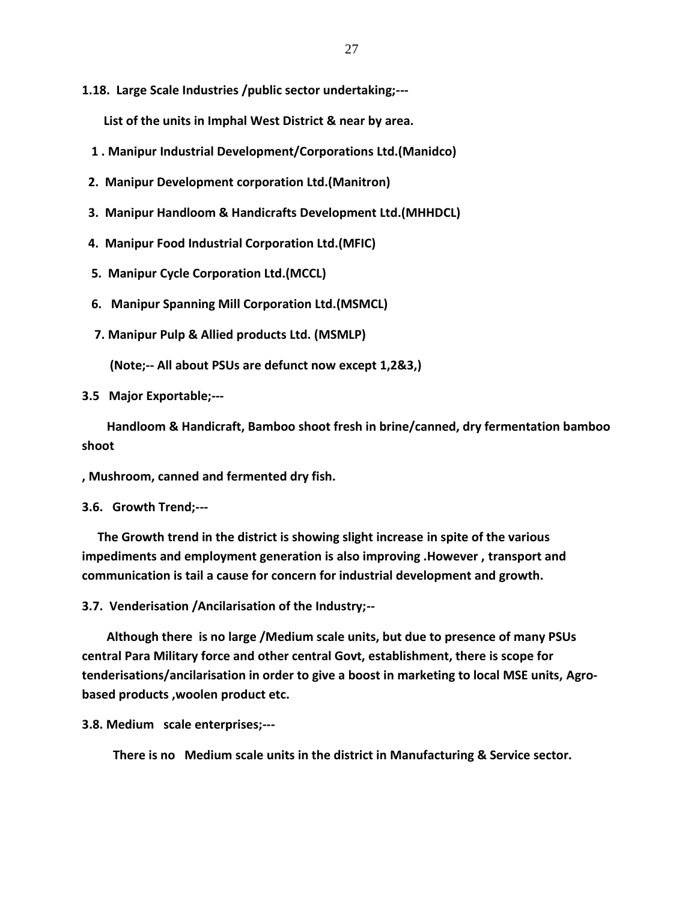**1.18. Large Scale Industries /public sector undertaking;---**

**List of the units in Imphal West District & near by area.**

1. **Manipur Industrial Development/Corporations Ltd.(Manidco)**
2. **Manipur Development corporation Ltd.(Manitron)**
3. **Manipur Handloom & Handicrafts Development Ltd.(MHHDCL)**
4. **Manipur Food Industrial Corporation Ltd.(MFIC)**
5. **Manipur Cycle Corporation Ltd.(MCCL)**
6. **Manipur Spanning Mill Corporation Ltd.(MSMCL)**
7. **Manipur Pulp & Allied products Ltd. (MSMLP)**

**(Note;-- All about PSUs are defunct now except 1,2&3,)**

**3.5 Major Exportable;---**

**Handloom & Handicraft, Bamboo shoot fresh in brine/canned, dry fermentation bamboo shoot**

**, Mushroom, canned and fermented dry fish.**

**3.6. Growth Trend;---**

**The Growth trend in the district is showing slight increase in spite of the various impediments and employment generation is also improving .However , transport and communication is tail a cause for concern for industrial development and growth.**

**3.7. Venderisation /Ancilarisation of the Industry;--**

**Although there is no large /Medium scale units, but due to presence of many PSUs central Para Military force and other central Govt, establishment, there is scope for tenderisations/ancilarisation in order to give a boost in marketing to local MSE units, Agro-based products ,woolen product etc.**

**3.8. Medium scale enterprises;---**

**There is no Medium scale units in the district in Manufacturing & Service sector.**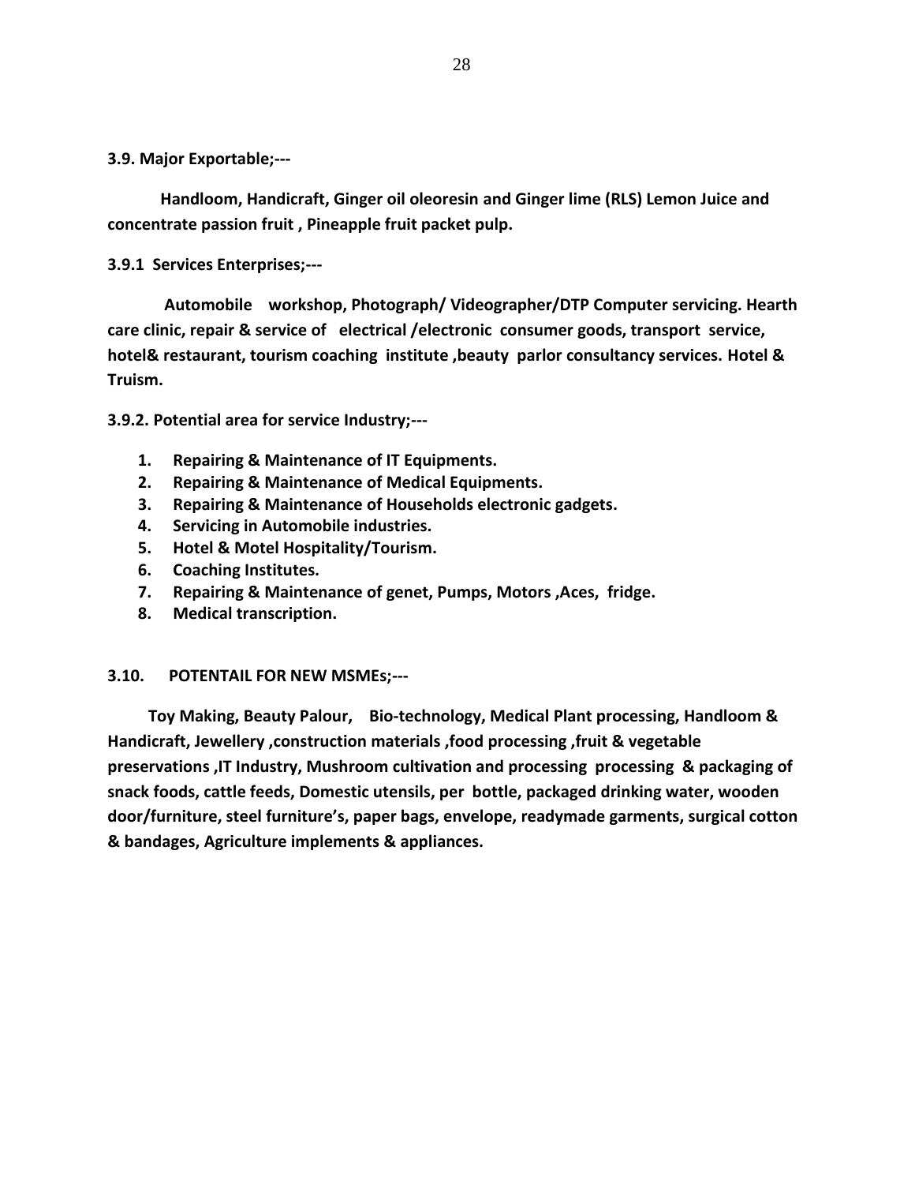**3.9. Major Exportable;---**

**Handloom, Handicraft, Ginger oil oleoresin and Ginger lime (RLS) Lemon Juice and concentrate passion fruit , Pineapple fruit packet pulp.**

**3.9.1 Services Enterprises;---**

**Automobile workshop, Photograph/ Videographer/DTP Computer servicing. Hearth care clinic, repair & service of electrical /electronic consumer goods, transport service, hotel& restaurant, tourism coaching institute ,beauty parlor consultancy services. Hotel & Truism.**

**3.9.2. Potential area for service Industry;---**

1. **Repairing & Maintenance of IT Equipments.**
2. **Repairing & Maintenance of Medical Equipments.**
3. **Repairing & Maintenance of Households electronic gadgets.**
4. **Servicing in Automobile industries.**
5. **Hotel & Motel Hospitality/Tourism.**
6. **Coaching Institutes.**
7. **Repairing & Maintenance of genet, Pumps, Motors ,Aces, fridge.**
8. **Medical transcription.**

**3.10. POTENTAIL FOR NEW MSMEs;---**

**Toy Making, Beauty Palour, Bio-technology, Medical Plant processing, Handloom & Handicraft, Jewellery ,construction materials ,food processing ,fruit & vegetable preservations ,IT Industry, Mushroom cultivation and processing processing & packaging of snack foods, cattle feeds, Domestic utensils, per bottle, packaged drinking water, wooden door/furniture, steel furniture's, paper bags, envelope, readymade garments, surgical cotton & bandages, Agriculture implements & appliances.**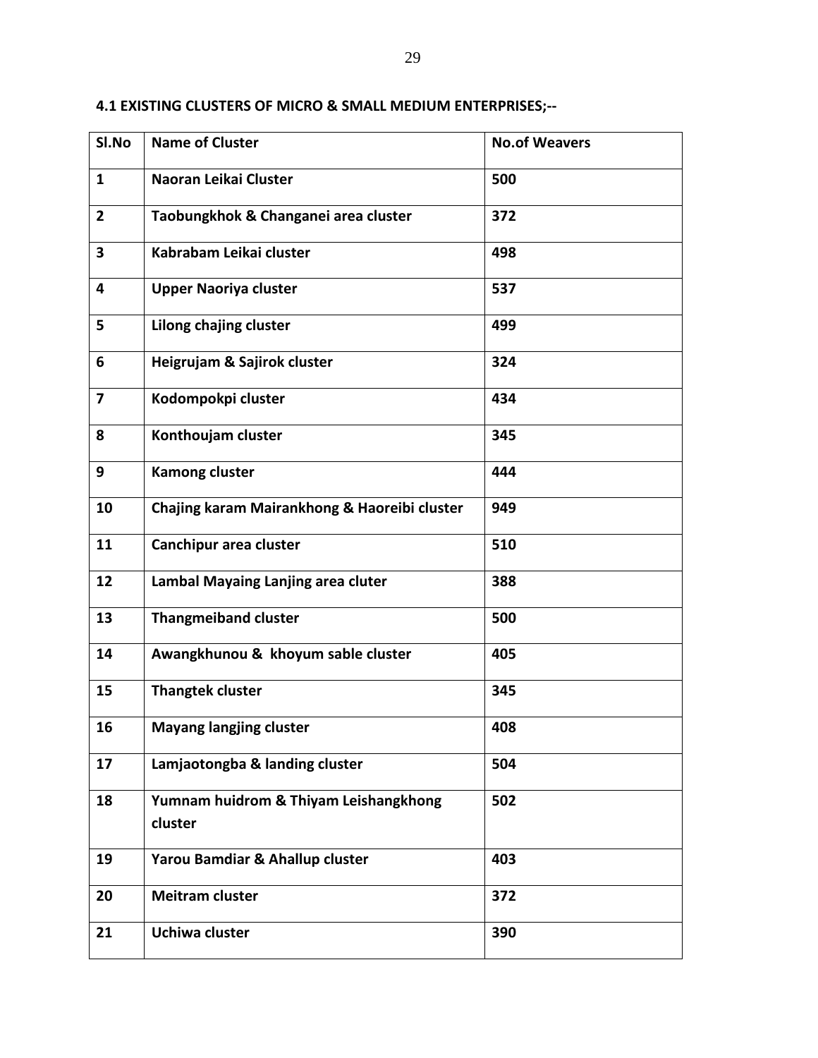### 4.1 EXISTING CLUSTERS OF MICRO & SMALL MEDIUM ENTERPRISES;--

| Sl.No | Name of Cluster | No.of Weavers |
|---|---|---|
| 1 | Naoran Leikai Cluster | 500 |
| 2 | Taobungkhok & Changanei area cluster | 372 |
| 3 | Kabrabam Leikai cluster | 498 |
| 4 | Upper Naoriya cluster | 537 |
| 5 | Lilong chajing cluster | 499 |
| 6 | Heigrujam & Sajirok cluster | 324 |
| 7 | Kodompokpi cluster | 434 |
| 8 | Konthoujam cluster | 345 |
| 9 | Kamong cluster | 444 |
| 10 | Chajing karam Mairankhong & Haoreibi cluster | 949 |
| 11 | Canchipur area cluster | 510 |
| 12 | Lambal Mayaing Lanjing area cluter | 388 |
| 13 | Thangmeiband cluster | 500 |
| 14 | Awangkhunou & khoyum sable cluster | 405 |
| 15 | Thangtek cluster | 345 |
| 16 | Mayang langjing cluster | 408 |
| 17 | Lamjaotongba & landing cluster | 504 |
| 18 | Yumnam huidrom & Thiyam Leishangkhong cluster | 502 |
| 19 | Yarou Bamdiar & Ahallup cluster | 403 |
| 20 | Meitram cluster | 372 |
| 21 | Uchiwa cluster | 390 |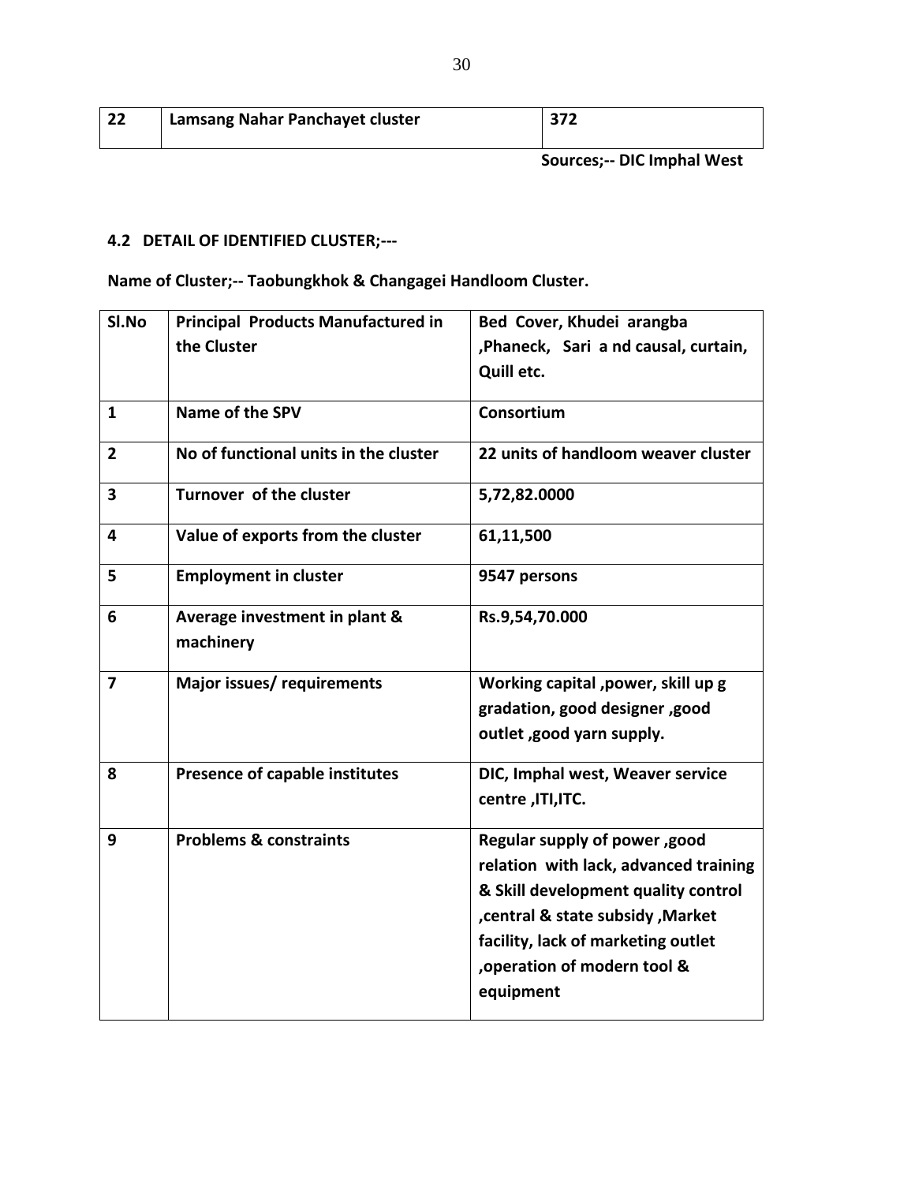| 22 | Lamsang Nahar Panchayet cluster | 372 |
|---|---|---|

**Sources;-- DIC Imphal West**

**4.2 DETAIL OF IDENTIFIED CLUSTER;---**

**Name of Cluster;-- Taobungkhok & Changagei Handloom Cluster.**

| Sl.No | Principal Products Manufactured in the Cluster | Bed Cover, Khudei arangba ,Phaneck, Sari a nd causal, curtain, Quill etc. |
|---|---|---|
| 1 | Name of the SPV | Consortium |
| 2 | No of functional units in the cluster | 22 units of handloom weaver cluster |
| 3 | Turnover of the cluster | 5,72,82.0000 |
| 4 | Value of exports from the cluster | 61,11,500 |
| 5 | Employment in cluster | 9547 persons |
| 6 | Average investment in plant & machinery | Rs.9,54,70.000 |
| 7 | Major issues/ requirements | Working capital ,power, skill up g gradation, good designer ,good outlet ,good yarn supply. |
| 8 | Presence of capable institutes | DIC, Imphal west, Weaver service centre ,ITI,ITC. |
| 9 | Problems & constraints | Regular supply of power ,good relation with lack, advanced training & Skill development quality control ,central & state subsidy ,Market facility, lack of marketing outlet ,operation of modern tool & equipment |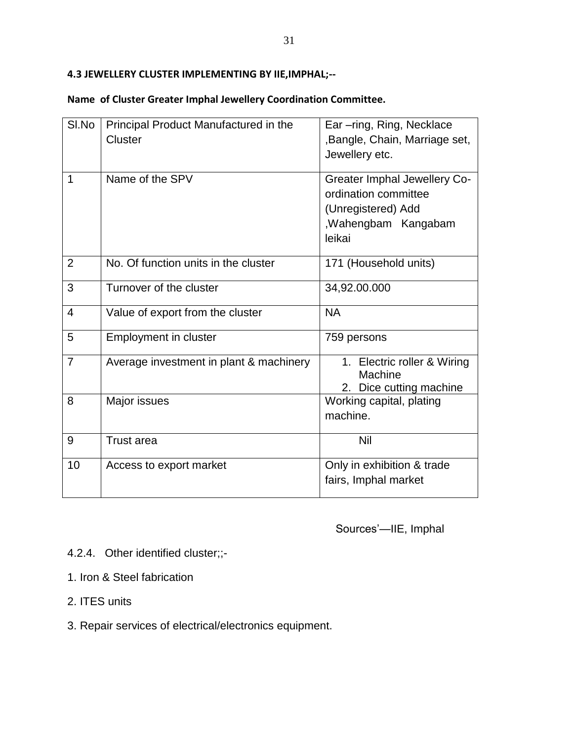#### 4.3 JEWELLERY CLUSTER IMPLEMENTING BY IIE,IMPHAL;--

**Name of Cluster Greater Imphal Jewellery Coordination Committee.**

| Sl.No | Principal Product Manufactured in the Cluster | Ear –ring, Ring, Necklace ,Bangle, Chain, Marriage set, Jewellery etc. |
|---|---|---|
| 1 | Name of the SPV | Greater Imphal Jewellery Co-ordination committee (Unregistered) Add ,Wahengbam Kangabam leikai |
| 2 | No. Of function units in the cluster | 171 (Household units) |
| 3 | Turnover of the cluster | 34,92.00.000 |
| 4 | Value of export from the cluster | NA |
| 5 | Employment in cluster | 759 persons |
| 7 | Average investment in plant & machinery | 1. Electric roller & Wiring Machine<br>2. Dice cutting machine |
| 8 | Major issues | Working capital, plating machine. |
| 9 | Trust area | Nil |
| 10 | Access to export market | Only in exhibition & trade fairs, Imphal market |

Sources'—IIE, Imphal

4.2.4. Other identified cluster;;-

1. Iron & Steel fabrication
2. ITES units
3. Repair services of electrical/electronics equipment.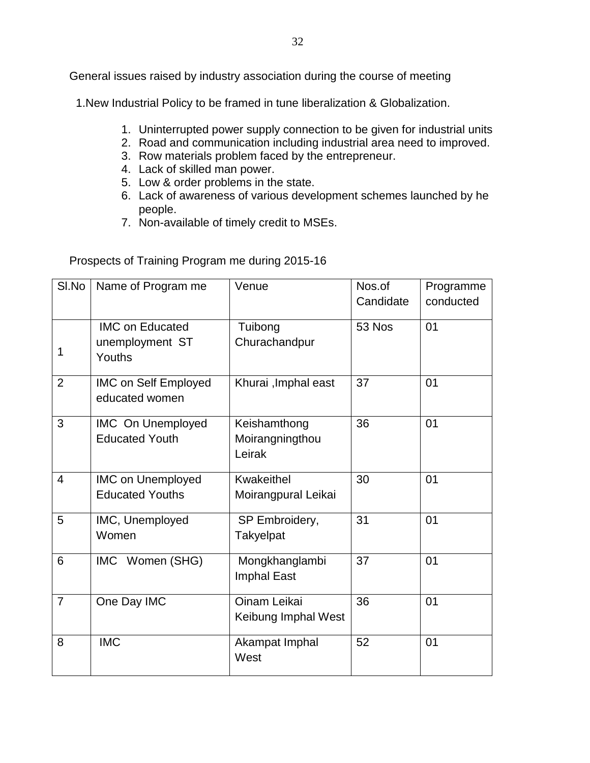General issues raised by industry association during the course of meeting

1.New Industrial Policy to be framed in tune liberalization & Globalization.

1. Uninterrupted power supply connection to be given for industrial units
2. Road and communication including industrial area need to improved.
3. Row materials problem faced by the entrepreneur.
4. Lack of skilled man power.
5. Low & order problems in the state.
6. Lack of awareness of various development schemes launched by he people.
7. Non-available of timely credit to MSEs.

Prospects of Training Program me during 2015-16

| Sl.No | Name of Program me | Venue | Nos.of Candidate | Programme conducted |
|---|---|---|---|---|
| 1 | IMC on Educated unemployment ST Youths | Tuibong Churachandpur | 53 Nos | 01 |
| 2 | IMC on Self Employed educated women | Khurai ,Imphal east | 37 | 01 |
| 3 | IMC On Unemployed Educated Youth | Keishamthong Moirangningthou Leirak | 36 | 01 |
| 4 | IMC on Unemployed Educated Youths | Kwakeithel Moirangpural Leikai | 30 | 01 |
| 5 | IMC, Unemployed Women | SP Embroidery, Takyelpat | 31 | 01 |
| 6 | IMC Women (SHG) | Mongkhanglambi Imphal East | 37 | 01 |
| 7 | One Day IMC | Oinam Leikai Keibung Imphal West | 36 | 01 |
| 8 | IMC | Akampat Imphal West | 52 | 01 |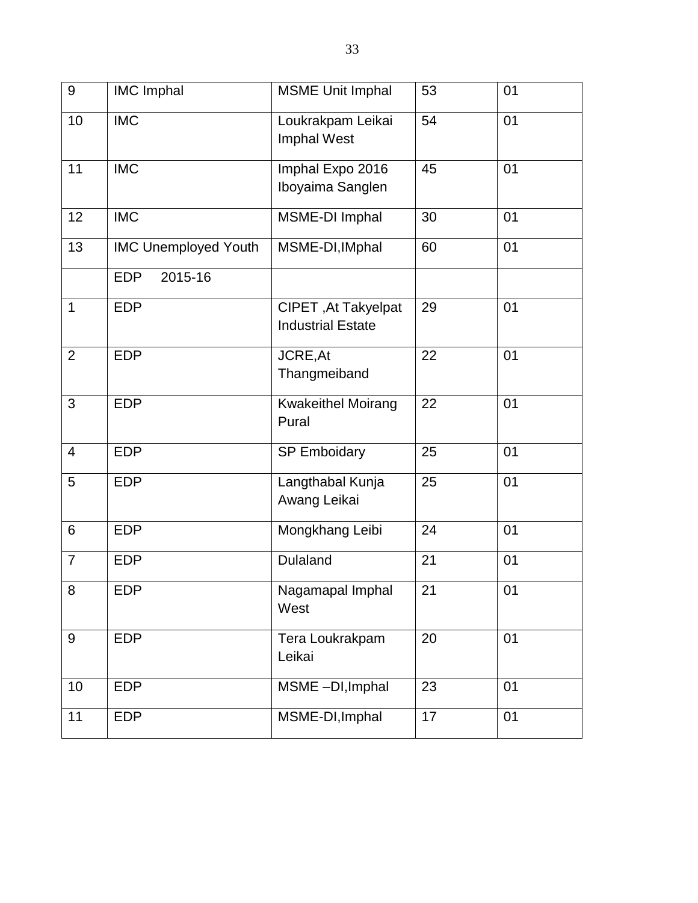| 9 | IMC Imphal | MSME Unit Imphal | 53 | 01 |
|---|---|---|---|---|
| 10 | IMC | Loukrakpam Leikai Imphal West | 54 | 01 |
| 11 | IMC | Imphal Expo 2016 Iboyaima Sanglen | 45 | 01 |
| 12 | IMC | MSME-DI Imphal | 30 | 01 |
| 13 | IMC Unemployed Youth | MSME-DI,IMphal | 60 | 01 |
| | EDP 2015-16 | | | |
| 1 | EDP | CIPET ,At Takyelpat Industrial Estate | 29 | 01 |
| 2 | EDP | JCRE,At Thangmeiband | 22 | 01 |
| 3 | EDP | Kwakeithel Moirang Pural | 22 | 01 |
| 4 | EDP | SP Emboidary | 25 | 01 |
| 5 | EDP | Langthabal Kunja Awang Leikai | 25 | 01 |
| 6 | EDP | Mongkhang Leibi | 24 | 01 |
| 7 | EDP | Dulaland | 21 | 01 |
| 8 | EDP | Nagamapal Imphal West | 21 | 01 |
| 9 | EDP | Tera Loukrakpam Leikai | 20 | 01 |
| 10 | EDP | MSME –DI,Imphal | 23 | 01 |
| 11 | EDP | MSME-DI,Imphal | 17 | 01 |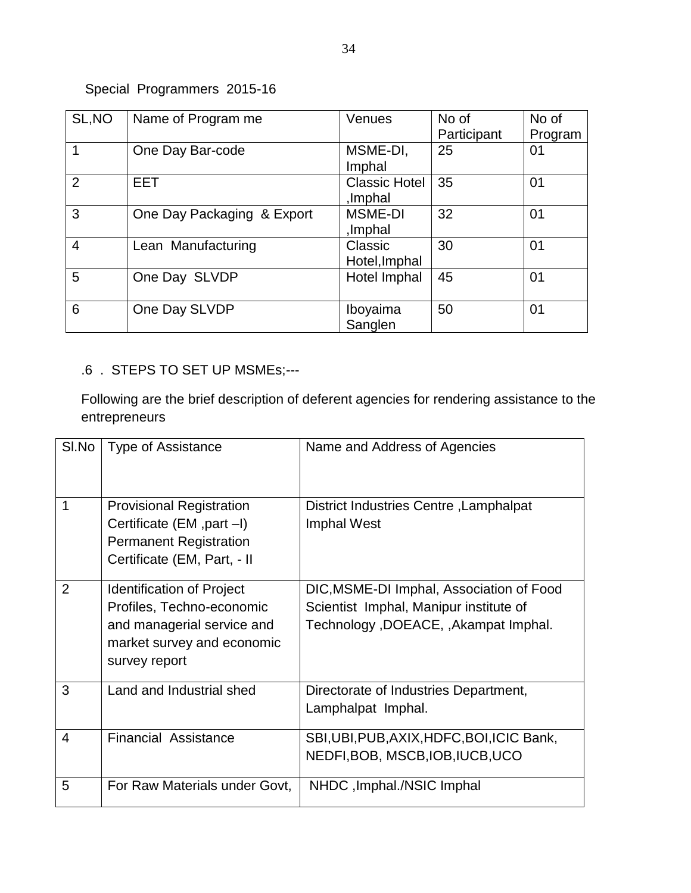Special Programmers 2015-16

| SL,NO | Name of Program me | Venues | No of Participant | No of Program |
|---|---|---|---|---|
| 1 | One Day Bar-code | MSME-DI, Imphal | 25 | 01 |
| 2 | EET | Classic Hotel ,Imphal | 35 | 01 |
| 3 | One Day Packaging & Export | MSME-DI ,Imphal | 32 | 01 |
| 4 | Lean Manufacturing | Classic Hotel,Imphal | 30 | 01 |
| 5 | One Day SLVDP | Hotel Imphal | 45 | 01 |
| 6 | One Day SLVDP | Iboyaima Sanglen | 50 | 01 |

.6 . STEPS TO SET UP MSMEs;---

Following are the brief description of deferent agencies for rendering assistance to the entrepreneurs

| Sl.No | Type of Assistance | Name and Address of Agencies |
|---|---|---|
| 1 | Provisional Registration Certificate (EM ,part –I) Permanent Registration Certificate (EM, Part, - II | District Industries Centre ,Lamphalpat Imphal West |
| 2 | Identification of Project Profiles, Techno-economic and managerial service and market survey and economic survey report | DIC,MSME-DI Imphal, Association of Food Scientist Imphal, Manipur institute of Technology ,DOEACE, ,Akampat Imphal. |
| 3 | Land and Industrial shed | Directorate of Industries Department, Lamphalpat Imphal. |
| 4 | Financial Assistance | SBI,UBI,PUB,AXIX,HDFC,BOI,ICIC Bank, NEDFI,BOB, MSCB,IOB,IUCB,UCO |
| 5 | For Raw Materials under Govt, | NHDC ,Imphal./NSIC Imphal |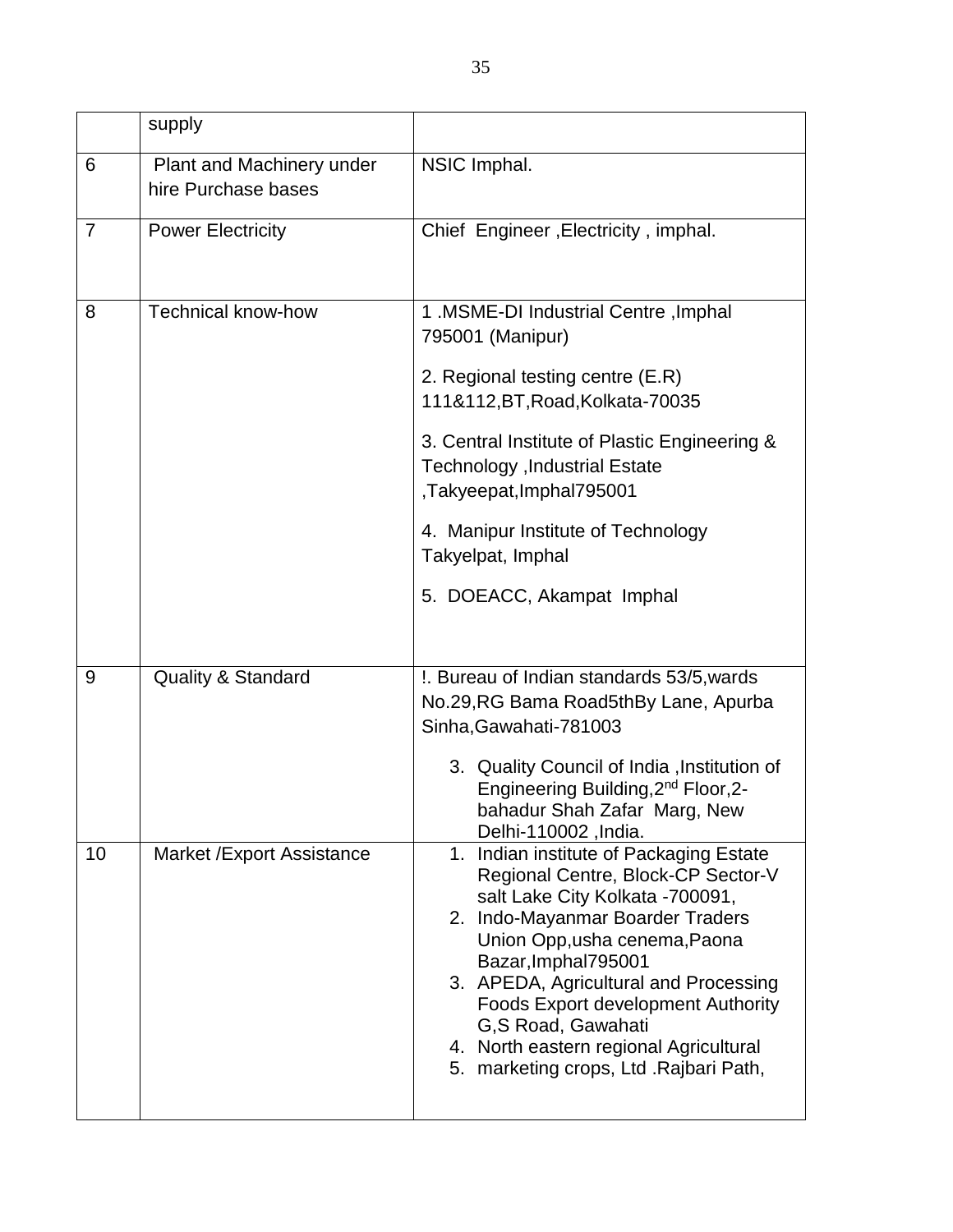|  |  |  |
|---|---|---|
|  | supply |  |
| 6 | Plant and Machinery under hire Purchase bases | NSIC Imphal. |
| 7 | Power Electricity | Chief Engineer ,Electricity , imphal. |
| 8 | Technical know-how | 1 .MSME-DI Industrial Centre ,Imphal 795001 (Manipur)<br><br>2. Regional testing centre (E.R) 111&112,BT,Road,Kolkata-70035<br><br>3. Central Institute of Plastic Engineering & Technology ,Industrial Estate ,Takyeepat,Imphal795001<br><br>4. Manipur Institute of Technology Takyelpat, Imphal<br><br>5. DOEACC, Akampat Imphal |
| 9 | Quality & Standard | !. Bureau of Indian standards 53/5,wards No.29,RG Bama Road5thBy Lane, Apurba Sinha,Gawahati-781003<br><br>3. Quality Council of India ,Institution of Engineering Building,2nd Floor,2-bahadur Shah Zafar Marg, New Delhi-110002 ,India. |
| 10 | Market /Export Assistance | 1. Indian institute of Packaging Estate Regional Centre, Block-CP Sector-V salt Lake City Kolkata -700091,<br>2. Indo-Mayanmar Boarder Traders Union Opp,usha cenema,Paona Bazar,Imphal795001<br>3. APEDA, Agricultural and Processing Foods Export development Authority G,S Road, Gawahati<br>4. North eastern regional Agricultural<br>5. marketing crops, Ltd .Rajbari Path, |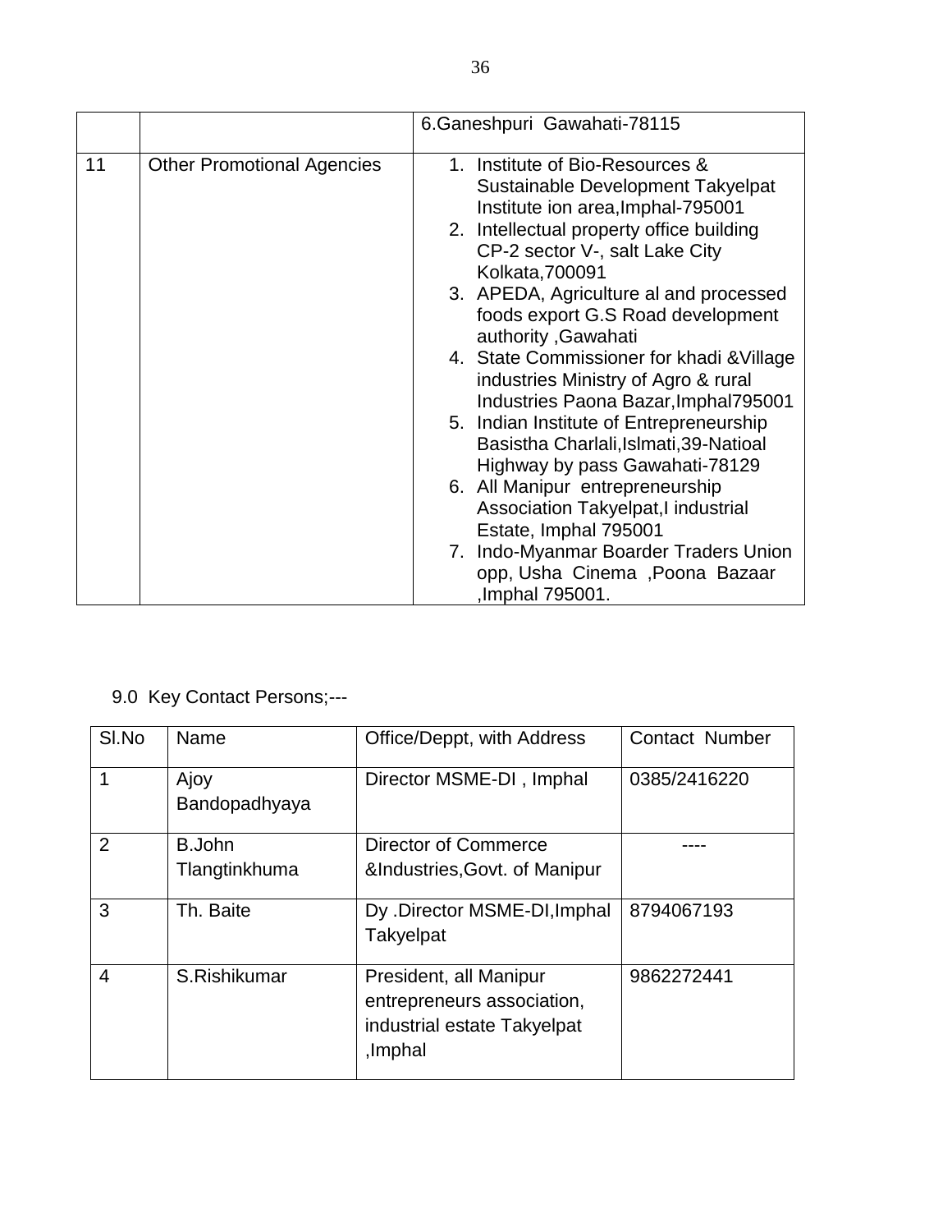|  |  | 6.Ganeshpuri Gawahati-78115 |
| --- | --- | --- |
| 11 | Other Promotional Agencies | 1. Institute of Bio-Resources & Sustainable Development Takyelpat Institute ion area,Imphal-795001<br>2. Intellectual property office building CP-2 sector V-, salt Lake City Kolkata,700091<br>3. APEDA, Agriculture al and processed foods export G.S Road development authority ,Gawahati<br>4. State Commissioner for khadi &Village industries Ministry of Agro & rural Industries Paona Bazar,Imphal795001<br>5. Indian Institute of Entrepreneurship Basistha Charlali,Islmati,39-Natioal Highway by pass Gawahati-78129<br>6. All Manipur entrepreneurship Association Takyelpat,I industrial Estate, Imphal 795001<br>7. Indo-Myanmar Boarder Traders Union opp, Usha Cinema ,Poona Bazaar ,Imphal 795001. |

9.0 Key Contact Persons;---

| Sl.No | Name | Office/Deppt, with Address | Contact Number |
| --- | --- | --- | --- |
| 1 | Ajoy Bandopadhyaya | Director MSME-DI , Imphal | 0385/2416220 |
| 2 | B.John Tlangtinkhuma | Director of Commerce &Industries,Govt. of Manipur | ---- |
| 3 | Th. Baite | Dy .Director MSME-DI,Imphal Takyelpat | 8794067193 |
| 4 | S.Rishikumar | President, all Manipur entrepreneurs association, industrial estate Takyelpat ,Imphal | 9862272441 |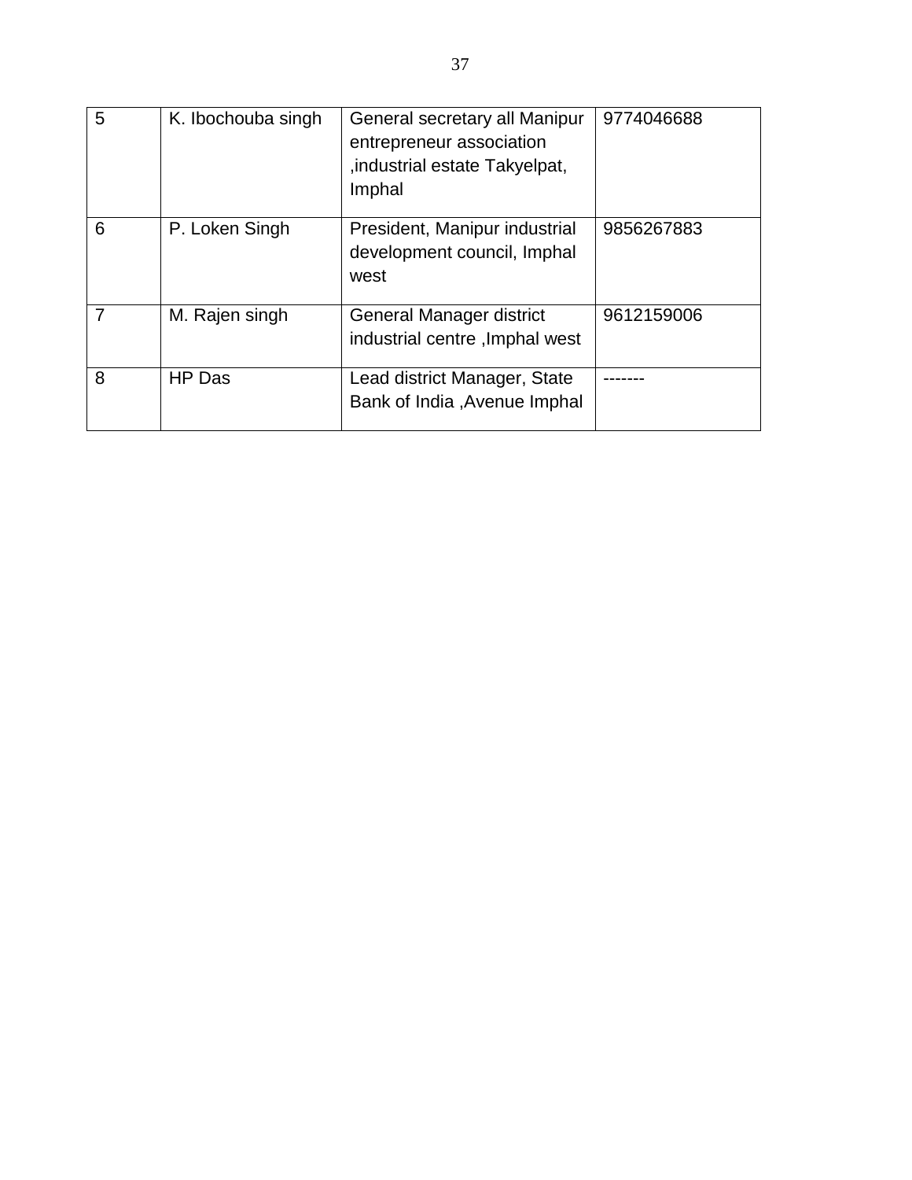| | | | |
|---|---|---|---|
| 5 | K. Ibochouba singh | General secretary all Manipur entrepreneur association ,industrial estate Takyelpat, Imphal | 9774046688 |
| 6 | P. Loken Singh | President, Manipur industrial development council, Imphal west | 9856267883 |
| 7 | M. Rajen singh | General Manager district industrial centre ,Imphal west | 9612159006 |
| 8 | HP Das | Lead district Manager, State Bank of India ,Avenue Imphal | ------- |